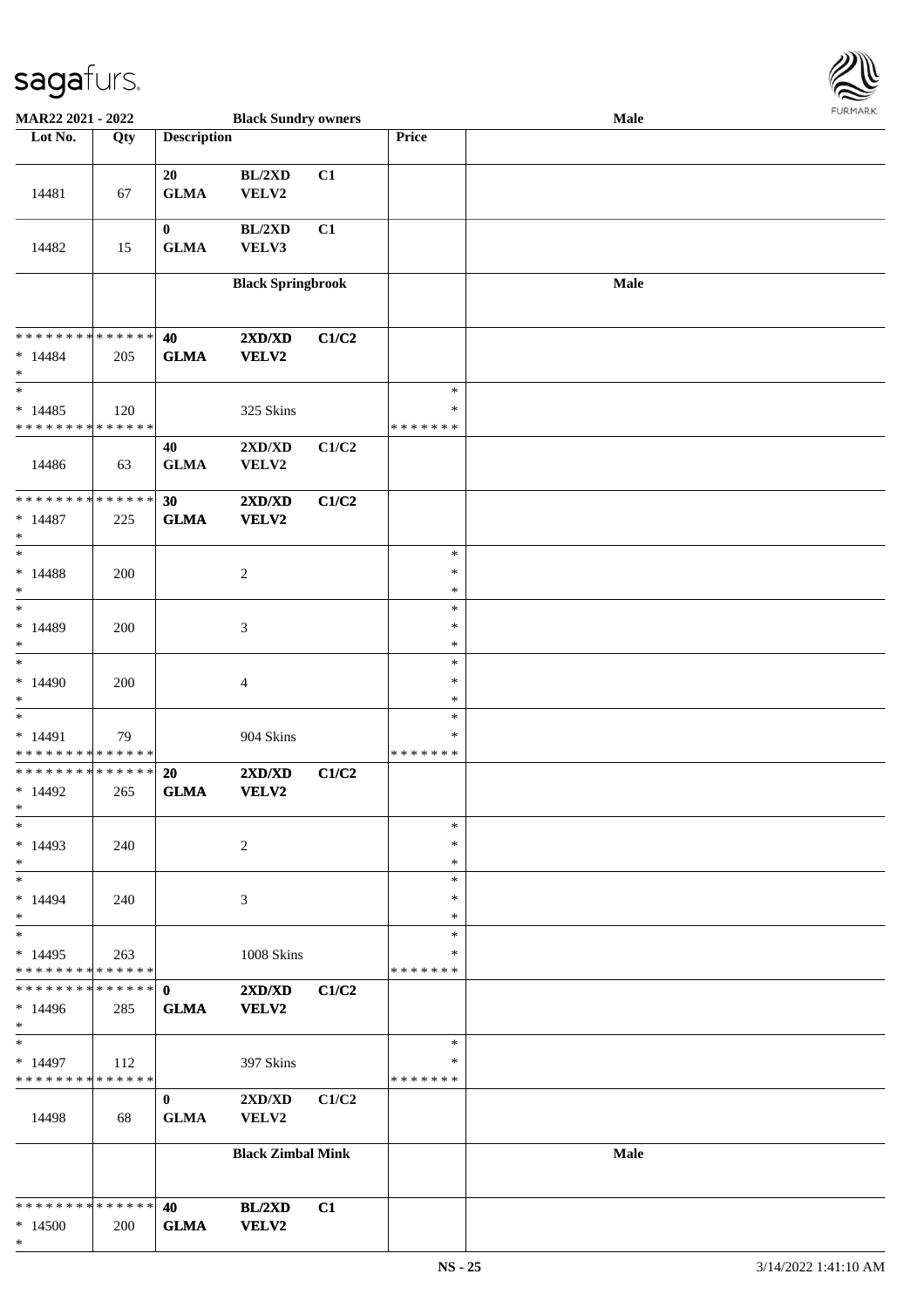| Lot No. | Qty | Description | | | Price | |
|---|---|---|---|---|---|---|
| 14481 | 67 | 20 GLMA | BL/2XD VELV2 | C1 | | |
| 14482 | 15 | 0 GLMA | BL/2XD VELV3 | C1 | | |
| | | | **Black Springbrook** | | | **Male** |
| * * * * * * * * * * * * * * * 14484 * | 205 | **40 GLMA** | **2XD/XD VELV2** | **C1/C2** | | |
| * * 14485 * * * * * * * * * * * * * * | 120 | | 325 Skins | | * * * * * * * * * | |
| 14486 | 63 | 40 GLMA | 2XD/XD VELV2 | C1/C2 | | |
| * * * * * * * * * * * * * * * 14487 * | 225 | **30 GLMA** | **2XD/XD VELV2** | **C1/C2** | | |
| * * 14488 * | 200 | | 2 | | * * * | |
| * * 14489 * | 200 | | 3 | | * * * | |
| * * 14490 * | 200 | | 4 | | * * * | |
| * * 14491 * * * * * * * * * * * * * * | 79 | | 904 Skins | | * * * * * * * * * | |
| * * * * * * * * * * * * * * * 14492 * | 265 | **20 GLMA** | **2XD/XD VELV2** | **C1/C2** | | |
| * * 14493 * | 240 | | 2 | | * * * | |
| * * 14494 * | 240 | | 3 | | * * * | |
| * * 14495 * * * * * * * * * * * * * * | 263 | | 1008 Skins | | * * * * * * * * * | |
| * * * * * * * * * * * * * * * 14496 * | 285 | **0 GLMA** | **2XD/XD VELV2** | **C1/C2** | | |
| * * 14497 * * * * * * * * * * * * * * | 112 | | 397 Skins | | * * * * * * * * * | |
| 14498 | 68 | 0 GLMA | 2XD/XD VELV2 | C1/C2 | | |
| | | | **Black Zimbal Mink** | | | **Male** |
| * * * * * * * * * * * * * * * 14500 * | 200 | **40 GLMA** | **BL/2XD VELV2** | **C1** | | |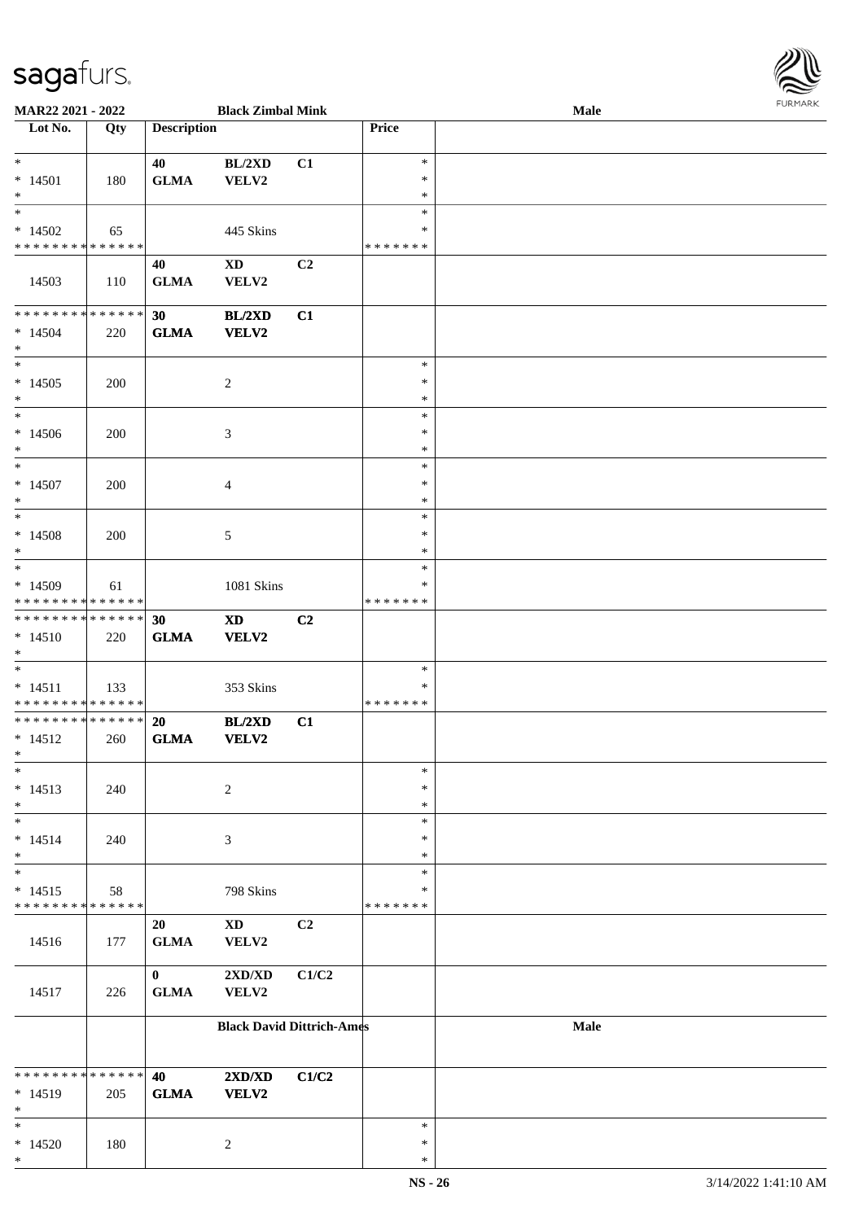| Lot No. | Qty | Description | | | Price | |
|---|---|---|---|---|---|---|
| MAR22 2021 - 2022 | | Black Zimbal Mink | | | | Male |
| * <br> * 14501 <br> * | 180 | 40 <br> GLMA | BL/2XD <br> VELV2 | C1 | * <br> * <br> * | |
| * <br> * 14502 <br> * * * * * * * * * * * * * * | 65 | | 445 Skins | | * <br> * <br> * * * * * * * | |
| 14503 | 110 | 40 <br> GLMA | XD <br> VELV2 | C2 | | |
| * * * * * * * * * * * * * * <br> * 14504 <br> * | 220 | **30** <br> **GLMA** | **BL/2XD** <br> **VELV2** | **C1** | | |
| * <br> * 14505 <br> * | 200 | | 2 | | * <br> * <br> * | |
| * <br> * 14506 <br> * | 200 | | 3 | | * <br> * <br> * | |
| * <br> * 14507 <br> * | 200 | | 4 | | * <br> * <br> * | |
| * <br> * 14508 <br> * | 200 | | 5 | | * <br> * <br> * | |
| * <br> * 14509 <br> * * * * * * * * * * * * * * | 61 | | 1081 Skins | | * <br> * <br> * * * * * * * | |
| * * * * * * * * * * * * * * <br> * 14510 <br> * | 220 | **30** <br> **GLMA** | **XD** <br> **VELV2** | **C2** | | |
| * <br> * 14511 <br> * * * * * * * * * * * * * * | 133 | | 353 Skins | | * <br> * <br> * * * * * * * | |
| * * * * * * * * * * * * * * <br> * 14512 <br> * | 260 | **20** <br> **GLMA** | **BL/2XD** <br> **VELV2** | **C1** | | |
| * <br> * 14513 <br> * | 240 | | 2 | | * <br> * <br> * | |
| * <br> * 14514 <br> * | 240 | | 3 | | * <br> * <br> * | |
| * <br> * 14515 <br> * * * * * * * * * * * * * * | 58 | | 798 Skins | | * <br> * <br> * * * * * * * | |
| 14516 | 177 | 20 <br> GLMA | XD <br> VELV2 | C2 | | |
| 14517 | 226 | 0 <br> GLMA | 2XD/XD <br> VELV2 | C1/C2 | | |
| | | **Black David Dittrich-Ames** | | | | **Male** |
| * * * * * * * * * * * * * * <br> * 14519 <br> * | 205 | **40** <br> **GLMA** | **2XD/XD** <br> **VELV2** | **C1/C2** | | |
| * <br> * 14520 <br> * | 180 | | 2 | | * <br> * <br> * | |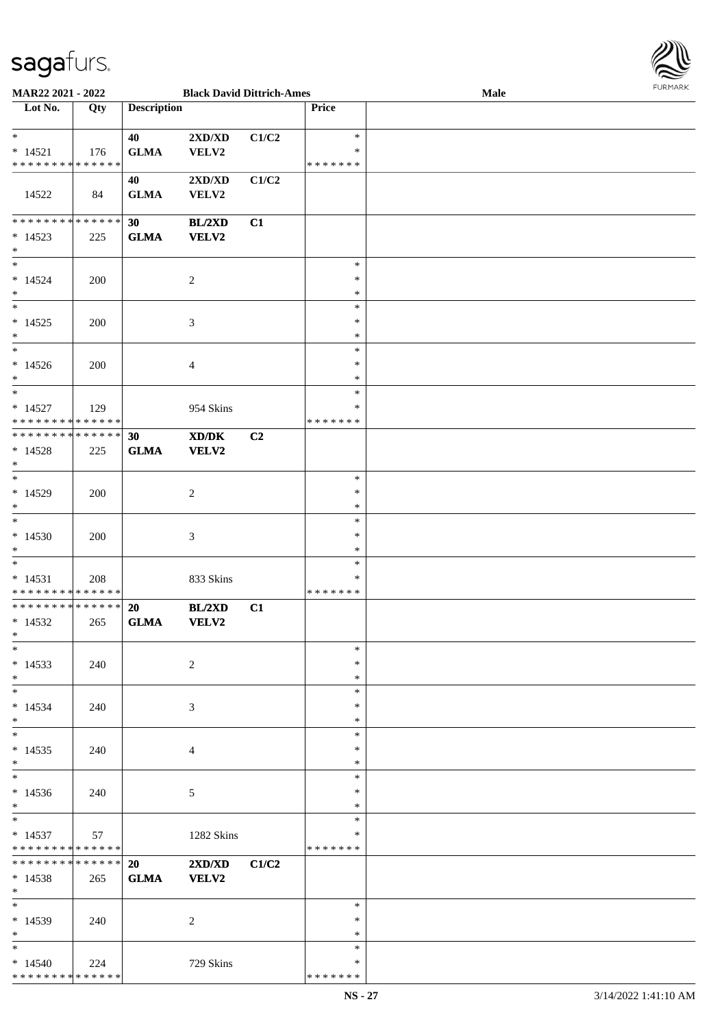| Lot No. | Qty | Description | | | Price | |
|---|---|---|---|---|---|---|
| * | | 40 | 2XD/XD | C1/C2 | * | |
| * 14521 | 176 | GLMA | VELV2 | | * | |
| * * * * * * * * * * * * * * | | | | | * * * * * * * | |
| | | 40 | 2XD/XD | C1/C2 | | |
| 14522 | 84 | GLMA | VELV2 | | | |
| * * * * * * * * * * * * * * | | **30** | **BL/2XD** | **C1** | | |
| * 14523 | 225 | **GLMA** | **VELV2** | | | |
| * | | | | | | |
| * | | | | | * | |
| * 14524 | 200 | | 2 | | * | |
| * | | | | | * | |
| * | | | | | * | |
| * 14525 | 200 | | 3 | | * | |
| * | | | | | * | |
| * | | | | | * | |
| * 14526 | 200 | | 4 | | * | |
| * | | | | | * | |
| * | | | | | * | |
| * 14527 | 129 | | 954 Skins | | * | |
| * * * * * * * * * * * * * * | | | | | * * * * * * * | |
| * * * * * * * * * * * * * * | | **30** | **XD/DK** | **C2** | | |
| * 14528 | 225 | **GLMA** | **VELV2** | | | |
| * | | | | | | |
| * | | | | | * | |
| * 14529 | 200 | | 2 | | * | |
| * | | | | | * | |
| * | | | | | * | |
| * 14530 | 200 | | 3 | | * | |
| * | | | | | * | |
| * | | | | | * | |
| * 14531 | 208 | | 833 Skins | | * | |
| * * * * * * * * * * * * * * | | | | | * * * * * * * | |
| * * * * * * * * * * * * * * | | **20** | **BL/2XD** | **C1** | | |
| * 14532 | 265 | **GLMA** | **VELV2** | | | |
| * | | | | | | |
| * | | | | | * | |
| * 14533 | 240 | | 2 | | * | |
| * | | | | | * | |
| * | | | | | * | |
| * 14534 | 240 | | 3 | | * | |
| * | | | | | * | |
| * | | | | | * | |
| * 14535 | 240 | | 4 | | * | |
| * | | | | | * | |
| * | | | | | * | |
| * 14536 | 240 | | 5 | | * | |
| * | | | | | * | |
| * | | | | | * | |
| * 14537 | 57 | | 1282 Skins | | * | |
| * * * * * * * * * * * * * * | | | | | * * * * * * * | |
| * * * * * * * * * * * * * * | | **20** | **2XD/XD** | **C1/C2** | | |
| * 14538 | 265 | **GLMA** | **VELV2** | | | |
| * | | | | | | |
| * | | | | | * | |
| * 14539 | 240 | | 2 | | * | |
| * | | | | | * | |
| * | | | | | * | |
| * 14540 | 224 | | 729 Skins | | * | |
| * * * * * * * * * * * * * * | | | | | * * * * * * * | |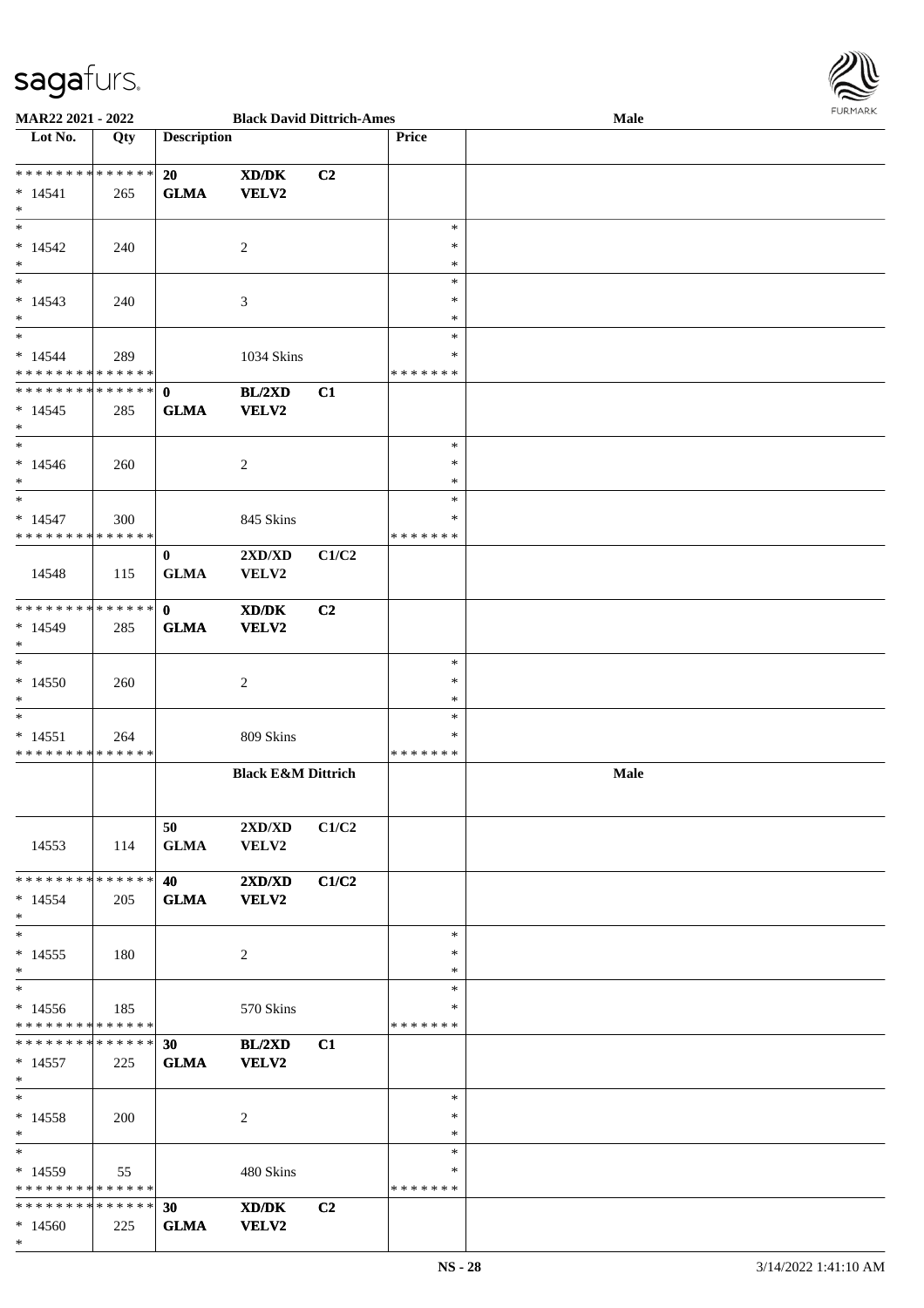| Lot No. | Qty | Description | | | Price | |
|---|---|---|---|---|---|---|
| * * * * * * * * * * * * * * | | 20 | XD/DK | C2 | | |
| * 14541 | 265 | GLMA | VELV2 | | | |
| * | | | | | | |
| * | | | | | * | |
| * 14542 | 240 | | 2 | | * | |
| * | | | | | * | |
| * | | | | | * | |
| * 14543 | 240 | | 3 | | * | |
| * | | | | | * | |
| * | | | | | * | |
| * 14544 | 289 | | 1034 Skins | | * | |
| * * * * * * * * * * * * * * | | | | | * * * * * * * | |
| * * * * * * * * * * * * * * | | 0 | BL/2XD | C1 | | |
| * 14545 | 285 | GLMA | VELV2 | | | |
| * | | | | | | |
| * | | | | | * | |
| * 14546 | 260 | | 2 | | * | |
| * | | | | | * | |
| * | | | | | * | |
| * 14547 | 300 | | 845 Skins | | * | |
| * * * * * * * * * * * * * * | | | | | * * * * * * * | |
| | | 0 | 2XD/XD | C1/C2 | | |
| 14548 | 115 | GLMA | VELV2 | | | |
| * * * * * * * * * * * * * * | | 0 | XD/DK | C2 | | |
| * 14549 | 285 | GLMA | VELV2 | | | |
| * | | | | | | |
| * | | | | | * | |
| * 14550 | 260 | | 2 | | * | |
| * | | | | | * | |
| * | | | | | * | |
| * 14551 | 264 | | 809 Skins | | * | |
| * * * * * * * * * * * * * * | | | | | * * * * * * * | |
| | | | **Black E&M Dittrich** | | | **Male** |
| | | 50 | 2XD/XD | C1/C2 | | |
| 14553 | 114 | GLMA | VELV2 | | | |
| * * * * * * * * * * * * * * | | 40 | 2XD/XD | C1/C2 | | |
| * 14554 | 205 | GLMA | VELV2 | | | |
| * | | | | | | |
| * | | | | | * | |
| * 14555 | 180 | | 2 | | * | |
| * | | | | | * | |
| * | | | | | * | |
| * 14556 | 185 | | 570 Skins | | * | |
| * * * * * * * * * * * * * * | | | | | * * * * * * * | |
| * * * * * * * * * * * * * * | | 30 | BL/2XD | C1 | | |
| * 14557 | 225 | GLMA | VELV2 | | | |
| * | | | | | | |
| * | | | | | * | |
| * 14558 | 200 | | 2 | | * | |
| * | | | | | * | |
| * | | | | | * | |
| * 14559 | 55 | | 480 Skins | | * | |
| * * * * * * * * * * * * * * | | | | | * * * * * * * | |
| * * * * * * * * * * * * * * | | 30 | XD/DK | C2 | | |
| * 14560 | 225 | GLMA | VELV2 | | | |
| * | | | | | | |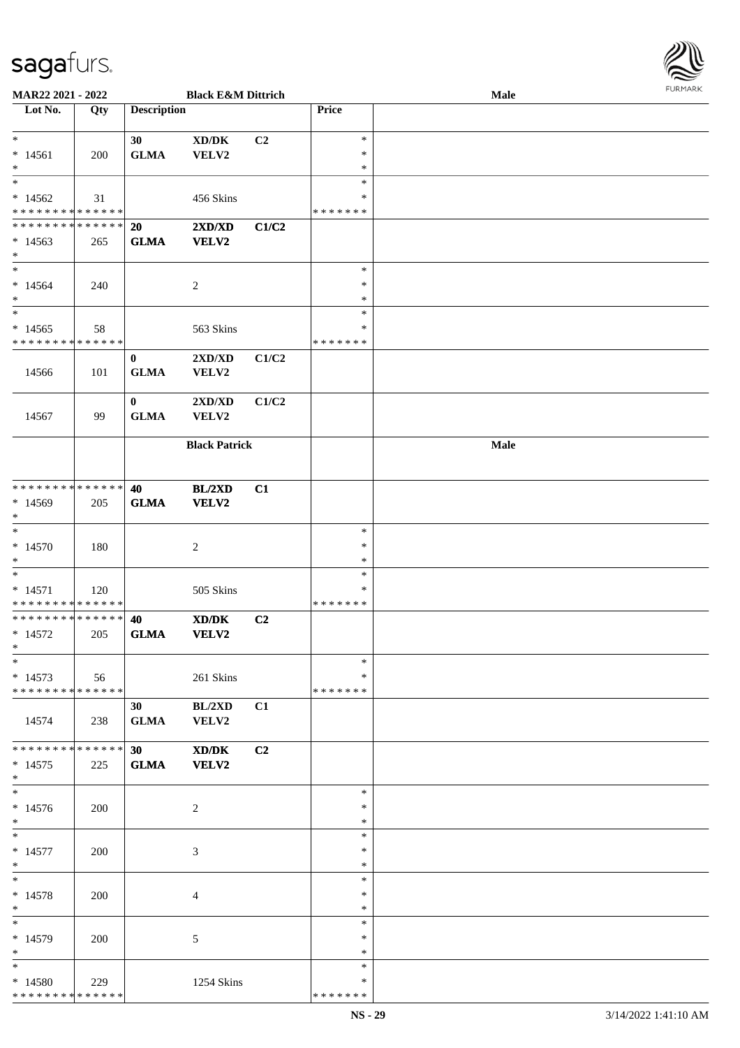| Lot No. | Qty | Description | | | Price | Male |
|---|---|---|---|---|---|---|
| * | | 30 | XD/DK | C2 | * | |
| * 14561 | 200 | GLMA | VELV2 | | * | |
| * | | | | | * | |
| * | | | | | * | |
| * 14562 | 31 | | 456 Skins | | * | |
| * * * * * * * * * * * * * * | | | | | * * * * * * * | |
| * * * * * * * * * * * * * * | | 20 | 2XD/XD | C1/C2 | | |
| * 14563 | 265 | GLMA | VELV2 | | | |
| * | | | | | | |
| * | | | | | * | |
| * 14564 | 240 | | 2 | | * | |
| * | | | | | * | |
| * | | | | | * | |
| * 14565 | 58 | | 563 Skins | | * | |
| * * * * * * * * * * * * * * | | | | | * * * * * * * | |
| 14566 | 101 | 0 GLMA | 2XD/XD VELV2 | C1/C2 | | |
| 14567 | 99 | 0 GLMA | 2XD/XD VELV2 | C1/C2 | | |
| | | | **Black Patrick** | | | **Male** |
| * * * * * * * * * * * * * * | | 40 | BL/2XD | C1 | | |
| * 14569 | 205 | GLMA | VELV2 | | | |
| * | | | | | | |
| * | | | | | * | |
| * 14570 | 180 | | 2 | | * | |
| * | | | | | * | |
| * | | | | | * | |
| * 14571 | 120 | | 505 Skins | | * | |
| * * * * * * * * * * * * * * | | | | | * * * * * * * | |
| * * * * * * * * * * * * * * | | 40 | XD/DK | C2 | | |
| * 14572 | 205 | GLMA | VELV2 | | | |
| * | | | | | | |
| * | | | | | * | |
| * 14573 | 56 | | 261 Skins | | * | |
| * * * * * * * * * * * * * * | | | | | * * * * * * * | |
| 14574 | 238 | 30 GLMA | BL/2XD VELV2 | C1 | | |
| * * * * * * * * * * * * * * | | 30 | XD/DK | C2 | | |
| * 14575 | 225 | GLMA | VELV2 | | | |
| * | | | | | | |
| * | | | | | * | |
| * 14576 | 200 | | 2 | | * | |
| * | | | | | * | |
| * | | | | | * | |
| * 14577 | 200 | | 3 | | * | |
| * | | | | | * | |
| * | | | | | * | |
| * 14578 | 200 | | 4 | | * | |
| * | | | | | * | |
| * | | | | | * | |
| * 14579 | 200 | | 5 | | * | |
| * | | | | | * | |
| * | | | | | * | |
| * 14580 | 229 | | 1254 Skins | | * | |
| * * * * * * * * * * * * * * | | | | | * * * * * * * | |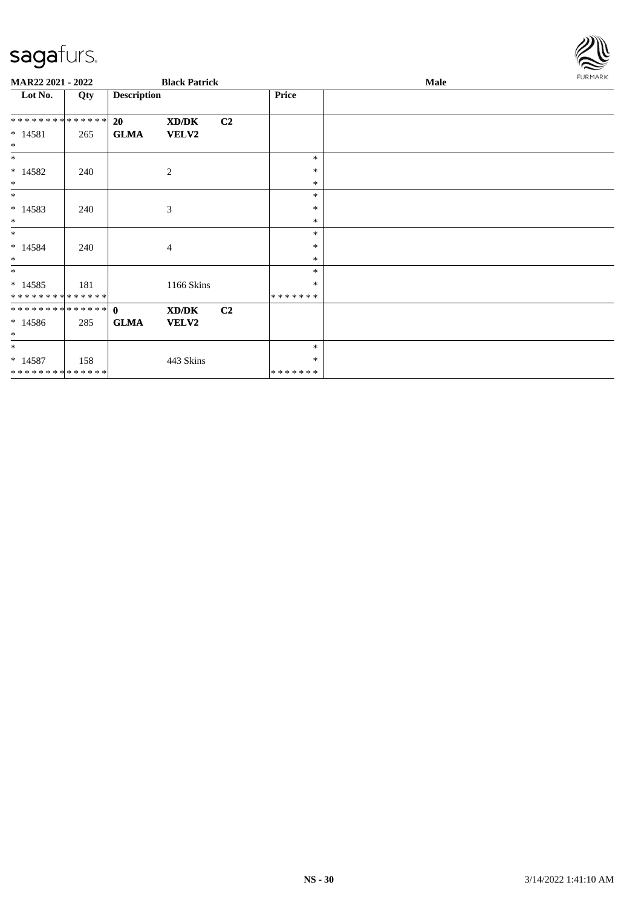MAR22 2021 - 2022 | Black Patrick | Male

| Lot No. | Qty | Description | | | Price | |
|---|---|---|---|---|---|---|
| * * * * * * * * * * * * * * | | 20 | XD/DK | C2 | | |
| * 14581 | 265 | GLMA | VELV2 | | | |
| * | | | | | | |
| * | | | | | * | |
| * 14582 | 240 | | 2 | | * | |
| * | | | | | * | |
| * | | | | | * | |
| * 14583 | 240 | | 3 | | * | |
| * | | | | | * | |
| * | | | | | * | |
| * 14584 | 240 | | 4 | | * | |
| * | | | | | * | |
| * | | | | | * | |
| * 14585 | 181 | | 1166 Skins | | * | |
| * * * * * * * * * * * * * * | | | | | * * * * * * * | |
| * * * * * * * * * * * * * * | | 0 | XD/DK | C2 | | |
| * 14586 | 285 | GLMA | VELV2 | | | |
| * | | | | | | |
| * | | | | | * | |
| * 14587 | 158 | | 443 Skins | | * | |
| * * * * * * * * * * * * * * | | | | | * * * * * * * | |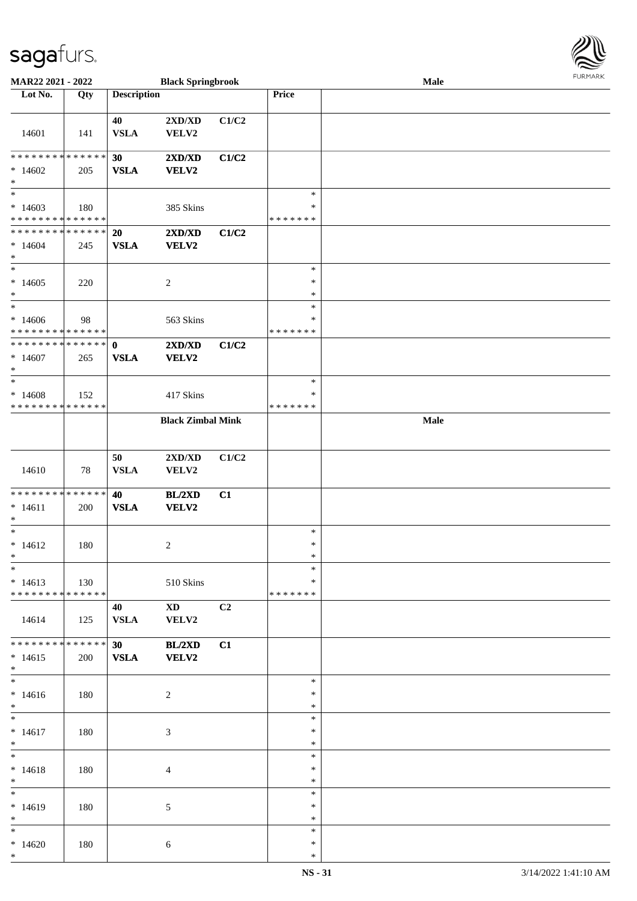| Lot No. | Qty | Description | | | Price | |
|---|---|---|---|---|---|---|
| | | | **Black Springbrook** | | | **Male** |
| 14601 | 141 | 40 VSLA | 2XD/XD VELV2 | C1/C2 | | |
| * * * * * * * * * * * * * * * 14602 * | 205 | **30 VSLA** | **2XD/XD VELV2** | **C1/C2** | | |
| * * 14603 * * * * * * * * * * * * * * | 180 | | 385 Skins | | * * * * * * * * * | |
| * * * * * * * * * * * * * * * 14604 * | 245 | **20 VSLA** | **2XD/XD VELV2** | **C1/C2** | | |
| * * 14605 * | 220 | | 2 | | * * * | |
| * * 14606 * * * * * * * * * * * * * * | 98 | | 563 Skins | | * * * * * * * * * | |
| * * * * * * * * * * * * * * * 14607 * | 265 | **0 VSLA** | **2XD/XD VELV2** | **C1/C2** | | |
| * * 14608 * * * * * * * * * * * * * * | 152 | | 417 Skins | | * * * * * * * * * | |
| | | | **Black Zimbal Mink** | | | **Male** |
| 14610 | 78 | 50 VSLA | 2XD/XD VELV2 | C1/C2 | | |
| * * * * * * * * * * * * * * * 14611 * | 200 | **40 VSLA** | **BL/2XD VELV2** | **C1** | | |
| * * 14612 * | 180 | | 2 | | * * * | |
| * * 14613 * * * * * * * * * * * * * * | 130 | | 510 Skins | | * * * * * * * * * | |
| 14614 | 125 | 40 VSLA | XD VELV2 | C2 | | |
| * * * * * * * * * * * * * * * 14615 * | 200 | **30 VSLA** | **BL/2XD VELV2** | **C1** | | |
| * * 14616 * | 180 | | 2 | | * * * | |
| * * 14617 * | 180 | | 3 | | * * * | |
| * * 14618 * | 180 | | 4 | | * * * | |
| * * 14619 * | 180 | | 5 | | * * * | |
| * * 14620 * | 180 | | 6 | | * * * | |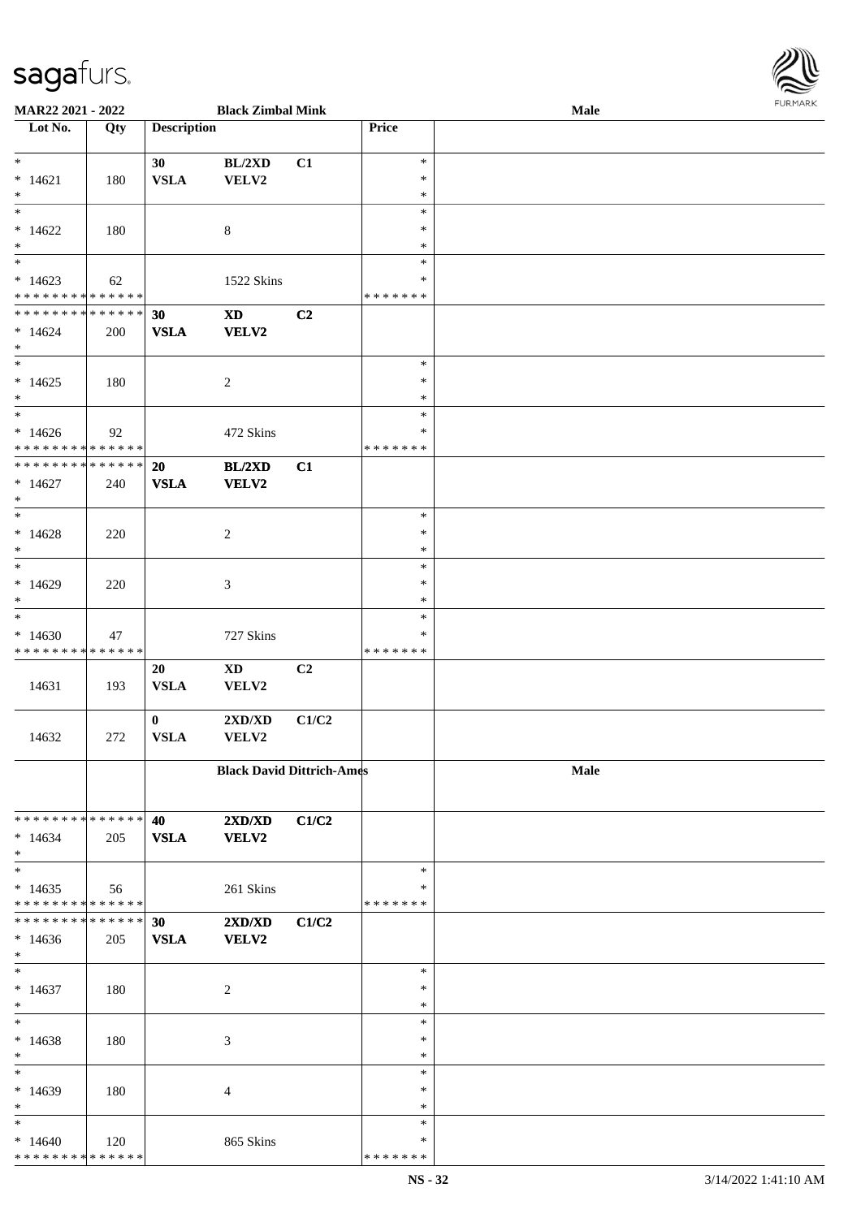MAR22 2021 - 2022 — Black Zimbal Mink — Male

| Lot No. | Qty | Description | | | Price | |
|---|---|---|---|---|---|---|
| * | | 30 | BL/2XD | C1 | * | |
| * 14621 | 180 | VSLA | VELV2 | | * | |
| * | | | | | * | |
| * | | | | | * | |
| * 14622 | 180 | | 8 | | * | |
| * | | | | | * | |
| * | | | | | * | |
| * 14623 | 62 | | 1522 Skins | | * | |
| * * * * * * * * * * * * * * | | | | | * * * * * * * | |
| * * * * * * * * * * * * * * | | 30 | XD | C2 | | |
| * 14624 | 200 | VSLA | VELV2 | | | |
| * | | | | | | |
| * | | | | | * | |
| * 14625 | 180 | | 2 | | * | |
| * | | | | | * | |
| * | | | | | * | |
| * 14626 | 92 | | 472 Skins | | * | |
| * * * * * * * * * * * * * * | | | | | * * * * * * * | |
| * * * * * * * * * * * * * * | | 20 | BL/2XD | C1 | | |
| * 14627 | 240 | VSLA | VELV2 | | | |
| * | | | | | | |
| * | | | | | * | |
| * 14628 | 220 | | 2 | | * | |
| * | | | | | * | |
| * | | | | | * | |
| * 14629 | 220 | | 3 | | * | |
| * | | | | | * | |
| * | | | | | * | |
| * 14630 | 47 | | 727 Skins | | * | |
| * * * * * * * * * * * * * * | | | | | * * * * * * * | |
| | | 20 | XD | C2 | | |
| 14631 | 193 | VSLA | VELV2 | | | |
| | | 0 | 2XD/XD | C1/C2 | | |
| 14632 | 272 | VSLA | VELV2 | | | |
| | | **Black David Dittrich-Ames** | | | | **Male** |
| * * * * * * * * * * * * * * | | 40 | 2XD/XD | C1/C2 | | |
| * 14634 | 205 | VSLA | VELV2 | | | |
| * | | | | | | |
| * | | | | | * | |
| * 14635 | 56 | | 261 Skins | | * | |
| * * * * * * * * * * * * * * | | | | | * * * * * * * | |
| * * * * * * * * * * * * * * | | 30 | 2XD/XD | C1/C2 | | |
| * 14636 | 205 | VSLA | VELV2 | | | |
| * | | | | | | |
| * | | | | | * | |
| * 14637 | 180 | | 2 | | * | |
| * | | | | | * | |
| * | | | | | * | |
| * 14638 | 180 | | 3 | | * | |
| * | | | | | * | |
| * | | | | | * | |
| * 14639 | 180 | | 4 | | * | |
| * | | | | | * | |
| * | | | | | * | |
| * 14640 | 120 | | 865 Skins | | * | |
| * * * * * * * * * * * * * * | | | | | * * * * * * * | |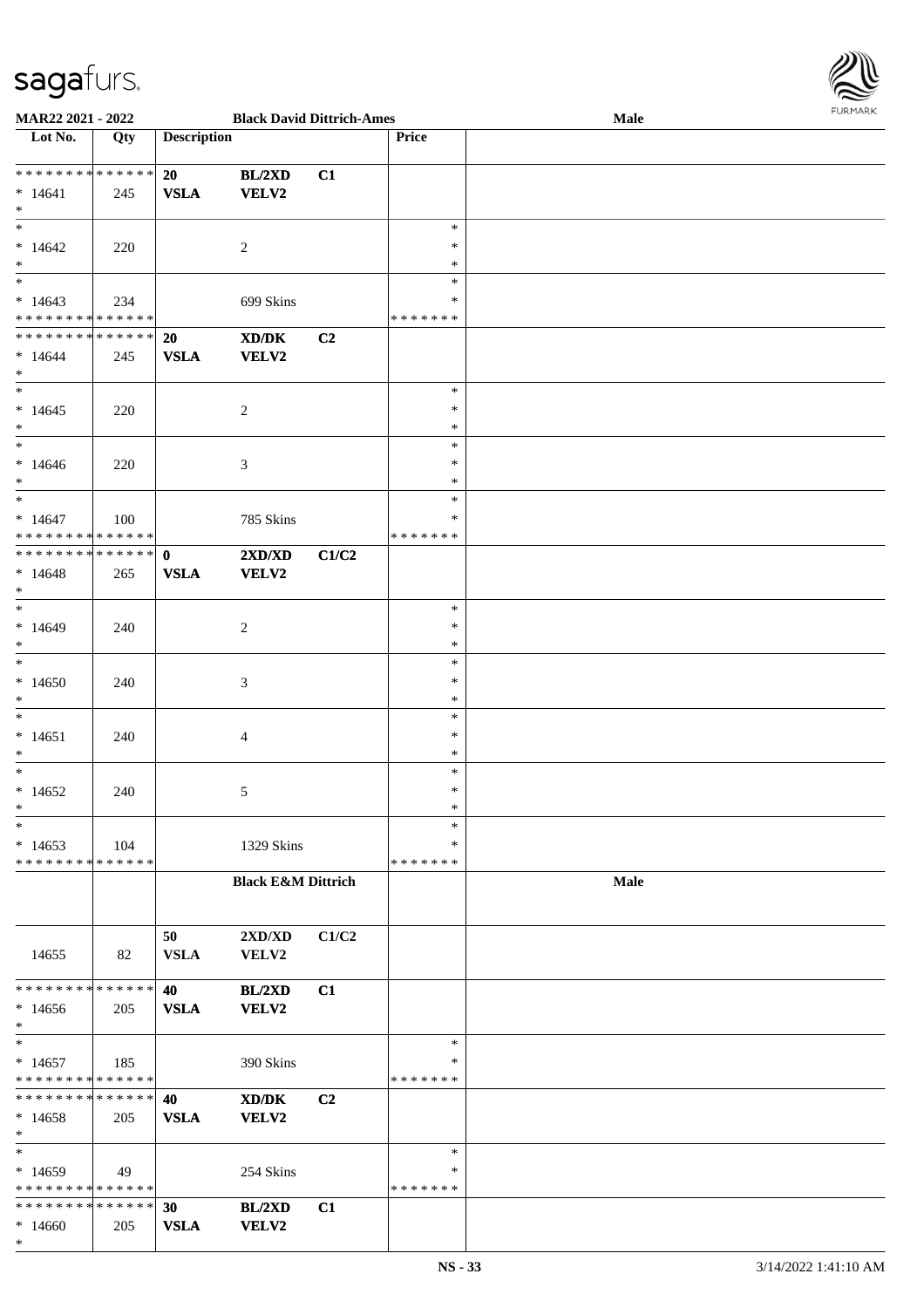| Lot No. | Qty | Description | | | Price | |
|---|---|---|---|---|---|---|
| * * * * * * * * * * * * * * | | 20 | BL/2XD | C1 | | |
| * 14641 | 245 | VSLA | VELV2 | | | |
| * | | | | | | |
| * | | | | | * | |
| * 14642 | 220 | | 2 | | * | |
| * | | | | | * | |
| * | | | | | * | |
| * 14643 | 234 | | 699 Skins | | * | |
| * * * * * * * * * * * * * * | | | | | * * * * * * * | |
| * * * * * * * * * * * * * * | | 20 | XD/DK | C2 | | |
| * 14644 | 245 | VSLA | VELV2 | | | |
| * | | | | | | |
| * | | | | | * | |
| * 14645 | 220 | | 2 | | * | |
| * | | | | | * | |
| * | | | | | * | |
| * 14646 | 220 | | 3 | | * | |
| * | | | | | * | |
| * | | | | | * | |
| * 14647 | 100 | | 785 Skins | | * | |
| * * * * * * * * * * * * * * | | | | | * * * * * * * | |
| * * * * * * * * * * * * * * | | 0 | 2XD/XD | C1/C2 | | |
| * 14648 | 265 | VSLA | VELV2 | | | |
| * | | | | | | |
| * | | | | | * | |
| * 14649 | 240 | | 2 | | * | |
| * | | | | | * | |
| * | | | | | * | |
| * 14650 | 240 | | 3 | | * | |
| * | | | | | * | |
| * | | | | | * | |
| * 14651 | 240 | | 4 | | * | |
| * | | | | | * | |
| * | | | | | * | |
| * 14652 | 240 | | 5 | | * | |
| * | | | | | * | |
| * | | | | | * | |
| * 14653 | 104 | | 1329 Skins | | * | |
| * * * * * * * * * * * * * * | | | | | * * * * * * * | |
| | | **Black E&M Dittrich** | | | | **Male** |
| | | 50 | 2XD/XD | C1/C2 | | |
| 14655 | 82 | VSLA | VELV2 | | | |
| * * * * * * * * * * * * * * | | 40 | BL/2XD | C1 | | |
| * 14656 | 205 | VSLA | VELV2 | | | |
| * | | | | | | |
| * | | | | | * | |
| * 14657 | 185 | | 390 Skins | | * | |
| * * * * * * * * * * * * * * | | | | | * * * * * * * | |
| * * * * * * * * * * * * * * | | 40 | XD/DK | C2 | | |
| * 14658 | 205 | VSLA | VELV2 | | | |
| * | | | | | | |
| * | | | | | * | |
| * 14659 | 49 | | 254 Skins | | * | |
| * * * * * * * * * * * * * * | | | | | * * * * * * * | |
| * * * * * * * * * * * * * * | | 30 | BL/2XD | C1 | | |
| * 14660 | 205 | VSLA | VELV2 | | | |
| * | | | | | | |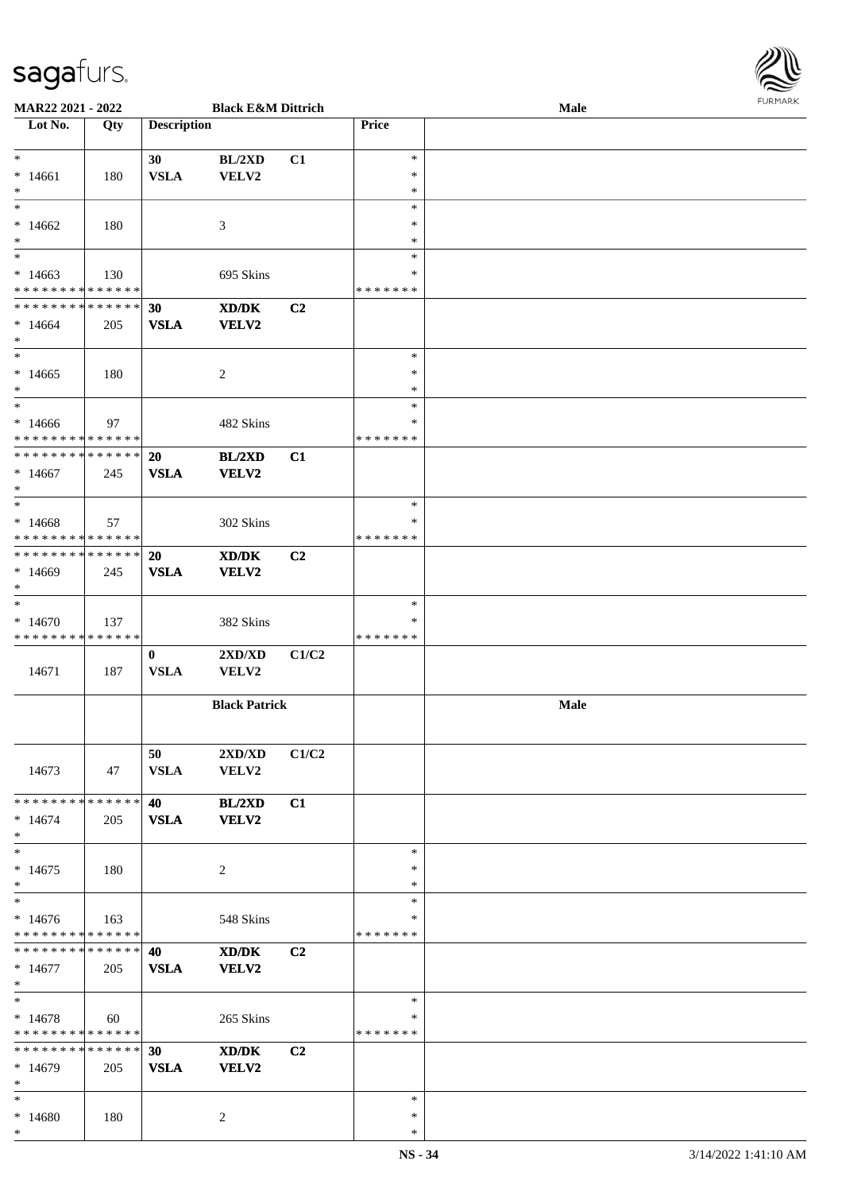| Lot No. | Qty | Description | | | Price | Male |
|---|---|---|---|---|---|---|
| *<br>* 14661<br>* | 180 | 30<br>VSLA | BL/2XD<br>VELV2 | C1 | *<br>*<br>* | |
| *<br>* 14662<br>* | 180 | | 3 | | *<br>*<br>* | |
| *<br>* 14663<br>* * * * * * * * * * * * * * | 130 | | 695 Skins | | *<br>*<br>* * * * * * * | |
| * * * * * * * * * * * * * *<br>* 14664<br>* | 205 | **30**<br>**VSLA** | **XD/DK**<br>**VELV2** | **C2** | | |
| *<br>* 14665<br>* | 180 | | 2 | | *<br>*<br>* | |
| *<br>* 14666<br>* * * * * * * * * * * * * * | 97 | | 482 Skins | | *<br>*<br>* * * * * * * | |
| * * * * * * * * * * * * * *<br>* 14667<br>* | 245 | **20**<br>**VSLA** | **BL/2XD**<br>**VELV2** | **C1** | | |
| *<br>* 14668<br>* * * * * * * * * * * * * * | 57 | | 302 Skins | | *<br>*<br>* * * * * * * | |
| * * * * * * * * * * * * * *<br>* 14669<br>* | 245 | **20**<br>**VSLA** | **XD/DK**<br>**VELV2** | **C2** | | |
| *<br>* 14670<br>* * * * * * * * * * * * * * | 137 | | 382 Skins | | *<br>*<br>* * * * * * * | |
| 14671 | 187 | **0**<br>**VSLA** | **2XD/XD**<br>**VELV2** | **C1/C2** | | |
| | | | **Black Patrick** | | | **Male** |
| 14673 | 47 | 50<br>VSLA | 2XD/XD<br>VELV2 | C1/C2 | | |
| * * * * * * * * * * * * * *<br>* 14674<br>* | 205 | **40**<br>**VSLA** | **BL/2XD**<br>**VELV2** | **C1** | | |
| *<br>* 14675<br>* | 180 | | 2 | | *<br>*<br>* | |
| *<br>* 14676<br>* * * * * * * * * * * * * * | 163 | | 548 Skins | | *<br>*<br>* * * * * * * | |
| * * * * * * * * * * * * * *<br>* 14677<br>* | 205 | **40**<br>**VSLA** | **XD/DK**<br>**VELV2** | **C2** | | |
| *<br>* 14678<br>* * * * * * * * * * * * * * | 60 | | 265 Skins | | *<br>*<br>* * * * * * * | |
| * * * * * * * * * * * * * *<br>* 14679<br>* | 205 | **30**<br>**VSLA** | **XD/DK**<br>**VELV2** | **C2** | | |
| *<br>* 14680<br>* | 180 | | 2 | | *<br>*<br>* | |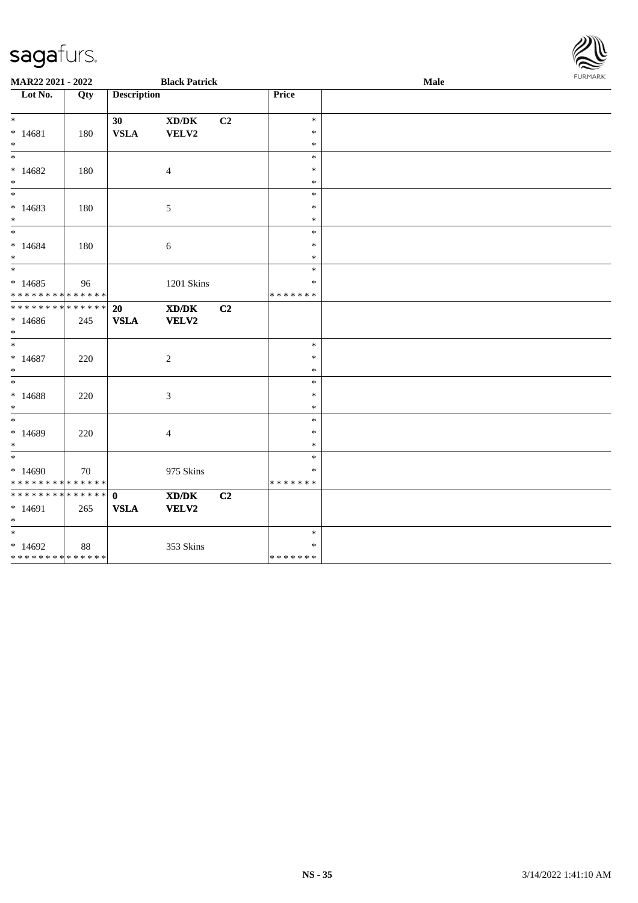MAR22 2021 - 2022 | Black Patrick | Male

| Lot No. | Qty | Description | | | Price | |
|---|---|---|---|---|---|---|
| * | | 30 | XD/DK | C2 | * | |
| * 14681 | 180 | VSLA | VELV2 | | * | |
| * | | | | | * | |
| * | | | | | * | |
| * 14682 | 180 | | 4 | | * | |
| * | | | | | * | |
| * | | | | | * | |
| * 14683 | 180 | | 5 | | * | |
| * | | | | | * | |
| * | | | | | * | |
| * 14684 | 180 | | 6 | | * | |
| * | | | | | * | |
| * | | | | | * | |
| * 14685 | 96 | | 1201 Skins | | * | |
| * * * * * * * * * * * * * * | | | | | * * * * * * * | |
| * * * * * * * * * * * * * * | | 20 | XD/DK | C2 | | |
| * 14686 | 245 | VSLA | VELV2 | | | |
| * | | | | | | |
| * | | | | | * | |
| * 14687 | 220 | | 2 | | * | |
| * | | | | | * | |
| * | | | | | * | |
| * 14688 | 220 | | 3 | | * | |
| * | | | | | * | |
| * | | | | | * | |
| * 14689 | 220 | | 4 | | * | |
| * | | | | | * | |
| * | | | | | * | |
| * 14690 | 70 | | 975 Skins | | * | |
| * * * * * * * * * * * * * * | | | | | * * * * * * * | |
| * * * * * * * * * * * * * * | | 0 | XD/DK | C2 | | |
| * 14691 | 265 | VSLA | VELV2 | | | |
| * | | | | | | |
| * | | | | | * | |
| * 14692 | 88 | | 353 Skins | | * | |
| * * * * * * * * * * * * * * | | | | | * * * * * * * | |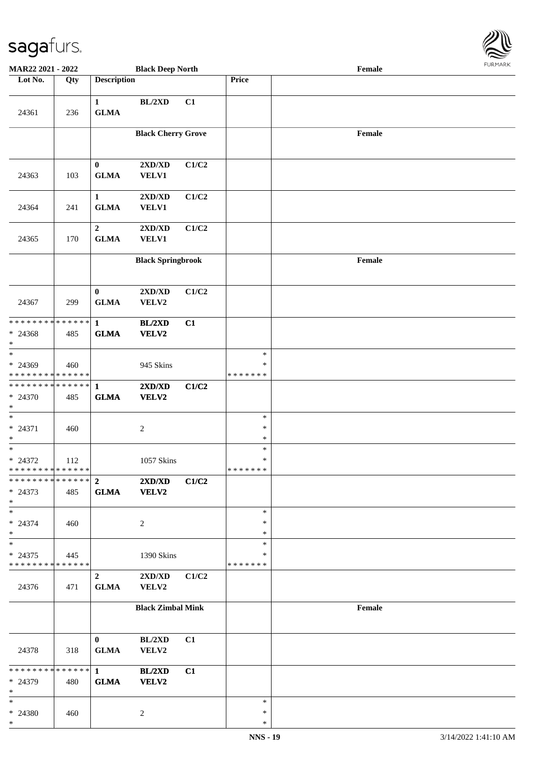| Lot No. | Qty | Description | | | Price | |
|---|---|---|---|---|---|---|
| 24361 | 236 | 1 GLMA | BL/2XD | C1 | | |
| | | | **Black Cherry Grove** | | | **Female** |
| 24363 | 103 | 0 GLMA | 2XD/XD VELV1 | C1/C2 | | |
| 24364 | 241 | 1 GLMA | 2XD/XD VELV1 | C1/C2 | | |
| 24365 | 170 | 2 GLMA | 2XD/XD VELV1 | C1/C2 | | |
| | | | **Black Springbrook** | | | **Female** |
| 24367 | 299 | 0 GLMA | 2XD/XD VELV2 | C1/C2 | | |
| * * * * * * * * * * * * * * <br>* 24368<br>* | 485 | 1 GLMA | BL/2XD VELV2 | C1 | | |
| * <br>* 24369<br>* * * * * * * * * * * * * * | 460 | | 945 Skins | | *<br>*<br>* * * * * * * | |
| * * * * * * * * * * * * * * <br>* 24370<br>* | 485 | 1 GLMA | 2XD/XD VELV2 | C1/C2 | | |
| * <br>* 24371<br>* | 460 | | 2 | | *<br>*<br>* | |
| * <br>* 24372<br>* * * * * * * * * * * * * * | 112 | | 1057 Skins | | *<br>*<br>* * * * * * * | |
| * * * * * * * * * * * * * * <br>* 24373<br>* | 485 | 2 GLMA | 2XD/XD VELV2 | C1/C2 | | |
| * <br>* 24374<br>* | 460 | | 2 | | *<br>*<br>* | |
| * <br>* 24375<br>* * * * * * * * * * * * * * | 445 | | 1390 Skins | | *<br>*<br>* * * * * * * | |
| 24376 | 471 | 2 GLMA | 2XD/XD VELV2 | C1/C2 | | |
| | | | **Black Zimbal Mink** | | | **Female** |
| 24378 | 318 | 0 GLMA | BL/2XD VELV2 | C1 | | |
| * * * * * * * * * * * * * * <br>* 24379<br>* | 480 | 1 GLMA | BL/2XD VELV2 | C1 | | |
| * <br>* 24380<br>* | 460 | | 2 | | *<br>*<br>* | |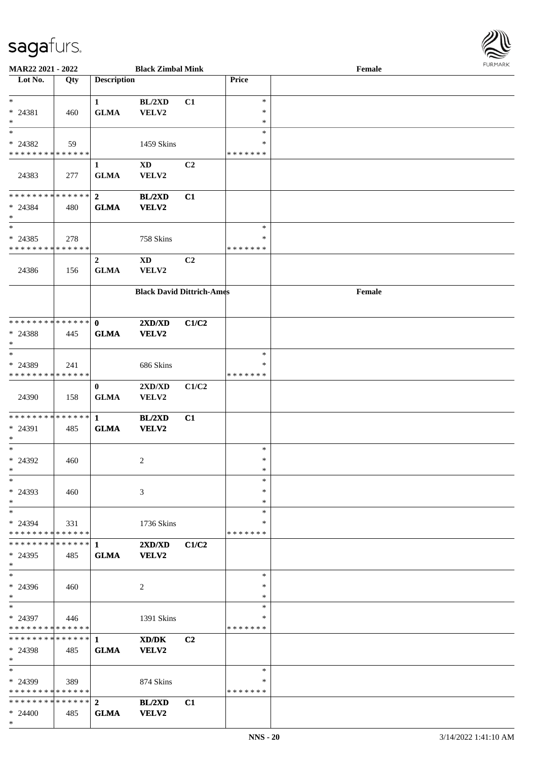**MAR22 2021 - 2022** **Black Zimbal Mink** **Female**

| Lot No. | Qty | Description | | | Price | |
|---|---|---|---|---|---|---|
| * <br> * 24381 <br> * | 460 | 1 <br> GLMA | BL/2XD <br> VELV2 | C1 | * <br> * <br> * | |
| * <br> * 24382 <br> * * * * * * * * * * * * * * | 59 | | 1459 Skins | | * <br> * <br> * * * * * * * | |
| 24383 | 277 | 1 <br> GLMA | XD <br> VELV2 | C2 | | |
| * * * * * * * * * * * * * * <br> * 24384 <br> * | 480 | 2 <br> GLMA | BL/2XD <br> VELV2 | C1 | | |
| * <br> * 24385 <br> * * * * * * * * * * * * * * | 278 | | 758 Skins | | * <br> * <br> * * * * * * * | |
| 24386 | 156 | 2 <br> GLMA | XD <br> VELV2 | C2 | | |
| | | **Black David Dittrich-Ames** | | | | **Female** |
| * * * * * * * * * * * * * * <br> * 24388 <br> * | 445 | 0 <br> GLMA | 2XD/XD <br> VELV2 | C1/C2 | | |
| * <br> * 24389 <br> * * * * * * * * * * * * * * | 241 | | 686 Skins | | * <br> * <br> * * * * * * * | |
| 24390 | 158 | 0 <br> GLMA | 2XD/XD <br> VELV2 | C1/C2 | | |
| * * * * * * * * * * * * * * <br> * 24391 <br> * | 485 | 1 <br> GLMA | BL/2XD <br> VELV2 | C1 | | |
| * <br> * 24392 <br> * | 460 | | 2 | | * <br> * <br> * | |
| * <br> * 24393 <br> * | 460 | | 3 | | * <br> * <br> * | |
| * <br> * 24394 <br> * * * * * * * * * * * * * * | 331 | | 1736 Skins | | * <br> * <br> * * * * * * * | |
| * * * * * * * * * * * * * * <br> * 24395 <br> * | 485 | 1 <br> GLMA | 2XD/XD <br> VELV2 | C1/C2 | | |
| * <br> * 24396 <br> * | 460 | | 2 | | * <br> * <br> * | |
| * <br> * 24397 <br> * * * * * * * * * * * * * * | 446 | | 1391 Skins | | * <br> * <br> * * * * * * * | |
| * * * * * * * * * * * * * * <br> * 24398 <br> * | 485 | 1 <br> GLMA | XD/DK <br> VELV2 | C2 | | |
| * <br> * 24399 <br> * * * * * * * * * * * * * * | 389 | | 874 Skins | | * <br> * <br> * * * * * * * | |
| * * * * * * * * * * * * * * <br> * 24400 <br> * | 485 | 2 <br> GLMA | BL/2XD <br> VELV2 | C1 | | |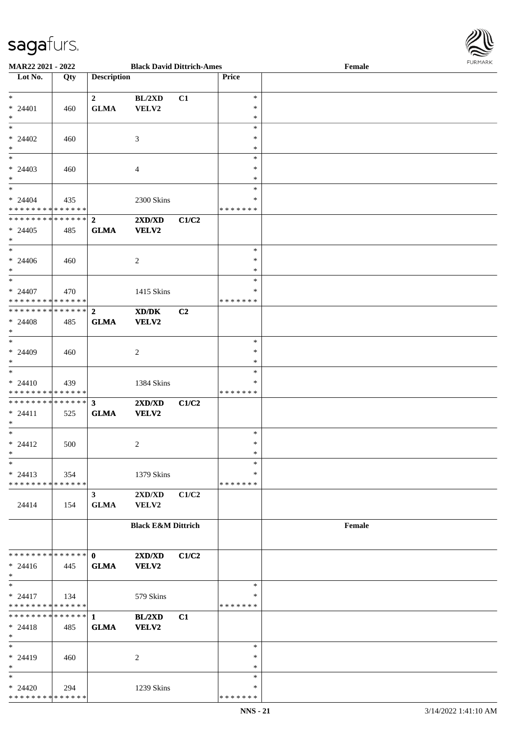**MAR22 2021 - 2022** **Black David Dittrich-Ames** **Female**

| Lot No. | Qty | Description | | | Price | |
|---|---|---|---|---|---|---|
| * | | 2 | BL/2XD | C1 | * | |
| * 24401 | 460 | GLMA | VELV2 | | * | |
| * | | | | | * | |
| * | | | | | * | |
| * 24402 | 460 | | 3 | | * | |
| * | | | | | * | |
| * | | | | | * | |
| * 24403 | 460 | | 4 | | * | |
| * | | | | | * | |
| * | | | | | * | |
| * 24404 | 435 | | 2300 Skins | | * | |
| * * * * * * * * * * * * * * | | | | | * * * * * * * | |
| * * * * * * * * * * * * * * | | 2 | 2XD/XD | C1/C2 | | |
| * 24405 | 485 | GLMA | VELV2 | | | |
| * | | | | | | |
| * | | | | | * | |
| * 24406 | 460 | | 2 | | * | |
| * | | | | | * | |
| * | | | | | * | |
| * 24407 | 470 | | 1415 Skins | | * | |
| * * * * * * * * * * * * * * | | | | | * * * * * * * | |
| * * * * * * * * * * * * * * | | 2 | XD/DK | C2 | | |
| * 24408 | 485 | GLMA | VELV2 | | | |
| * | | | | | | |
| * | | | | | * | |
| * 24409 | 460 | | 2 | | * | |
| * | | | | | * | |
| * | | | | | * | |
| * 24410 | 439 | | 1384 Skins | | * | |
| * * * * * * * * * * * * * * | | | | | * * * * * * * | |
| * * * * * * * * * * * * * * | | 3 | 2XD/XD | C1/C2 | | |
| * 24411 | 525 | GLMA | VELV2 | | | |
| * | | | | | | |
| * | | | | | * | |
| * 24412 | 500 | | 2 | | * | |
| * | | | | | * | |
| * | | | | | * | |
| * 24413 | 354 | | 1379 Skins | | * | |
| * * * * * * * * * * * * * * | | | | | * * * * * * * | |
| | | 3 | 2XD/XD | C1/C2 | | |
| 24414 | 154 | GLMA | VELV2 | | | |
| | | **Black E&M Dittrich** | | | | **Female** |
| * * * * * * * * * * * * * * | | 0 | 2XD/XD | C1/C2 | | |
| * 24416 | 445 | GLMA | VELV2 | | | |
| * | | | | | | |
| * | | | | | * | |
| * 24417 | 134 | | 579 Skins | | * | |
| * * * * * * * * * * * * * * | | | | | * * * * * * * | |
| * * * * * * * * * * * * * * | | 1 | BL/2XD | C1 | | |
| * 24418 | 485 | GLMA | VELV2 | | | |
| * | | | | | | |
| * | | | | | * | |
| * 24419 | 460 | | 2 | | * | |
| * | | | | | * | |
| * | | | | | * | |
| * 24420 | 294 | | 1239 Skins | | * | |
| * * * * * * * * * * * * * * | | | | | * * * * * * * | |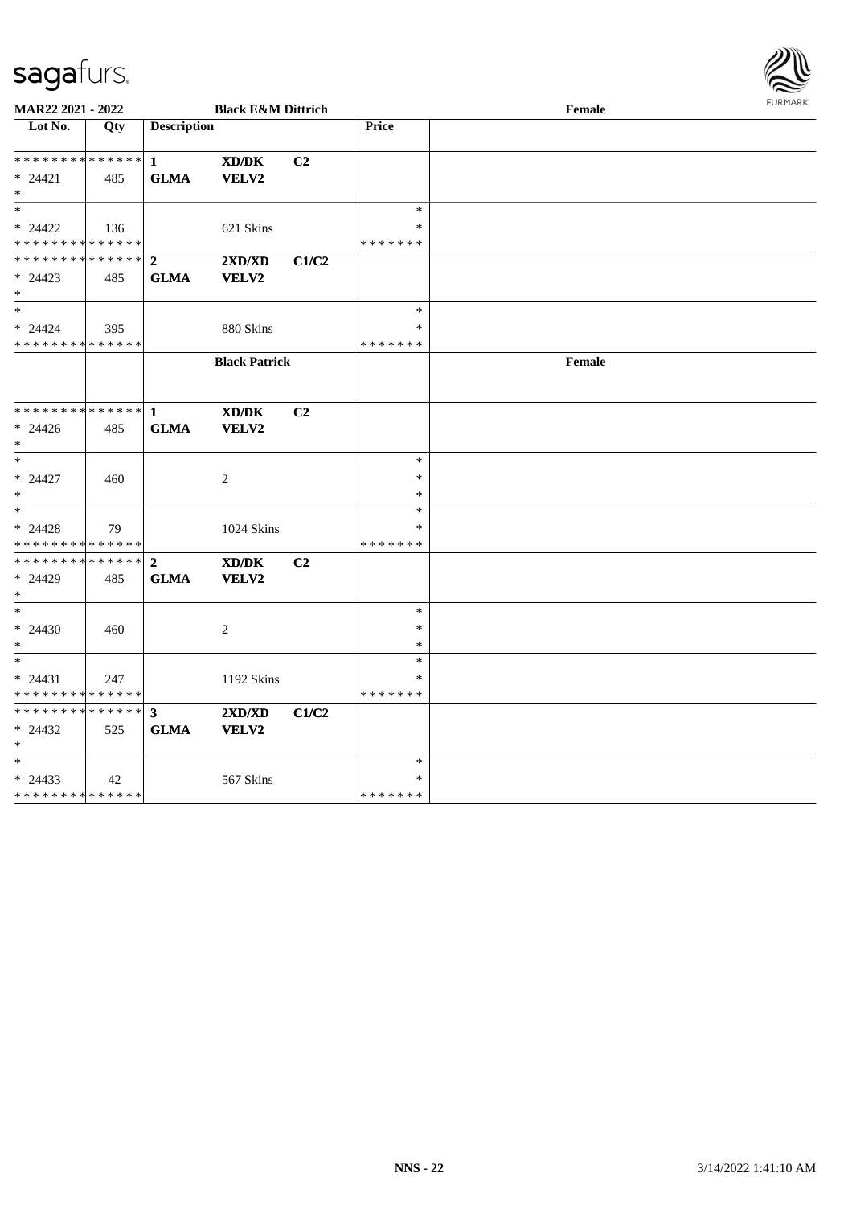**MAR22 2021 - 2022** | **Black E&M Dittrich** | **Female**

| Lot No. | Qty | Description | | | Price | |
|---|---|---|---|---|---|---|
| * * * * * * * * * * * * * * | | **1** | **XD/DK** | **C2** | | |
| * 24421 | 485 | **GLMA** | **VELV2** | | | |
| * | | | | | | |
| * | | | | | * | |
| * 24422 | 136 | | 621 Skins | | * | |
| * * * * * * * * * * * * * * | | | | | * * * * * * * | |
| * * * * * * * * * * * * * * | | **2** | **2XD/XD** | **C1/C2** | | |
| * 24423 | 485 | **GLMA** | **VELV2** | | | |
| * | | | | | | |
| * | | | | | * | |
| * 24424 | 395 | | 880 Skins | | * | |
| * * * * * * * * * * * * * * | | | | | * * * * * * * | |
| | | | **Black Patrick** | | | **Female** |
| * * * * * * * * * * * * * * | | **1** | **XD/DK** | **C2** | | |
| * 24426 | 485 | **GLMA** | **VELV2** | | | |
| * | | | | | | |
| * | | | | | * | |
| * 24427 | 460 | | 2 | | * | |
| * | | | | | * | |
| * | | | | | * | |
| * 24428 | 79 | | 1024 Skins | | * | |
| * * * * * * * * * * * * * * | | | | | * * * * * * * | |
| * * * * * * * * * * * * * * | | **2** | **XD/DK** | **C2** | | |
| * 24429 | 485 | **GLMA** | **VELV2** | | | |
| * | | | | | | |
| * | | | | | * | |
| * 24430 | 460 | | 2 | | * | |
| * | | | | | * | |
| * | | | | | * | |
| * 24431 | 247 | | 1192 Skins | | * | |
| * * * * * * * * * * * * * * | | | | | * * * * * * * | |
| * * * * * * * * * * * * * * | | **3** | **2XD/XD** | **C1/C2** | | |
| * 24432 | 525 | **GLMA** | **VELV2** | | | |
| * | | | | | | |
| * | | | | | * | |
| * 24433 | 42 | | 567 Skins | | * | |
| * * * * * * * * * * * * * * | | | | | * * * * * * * | |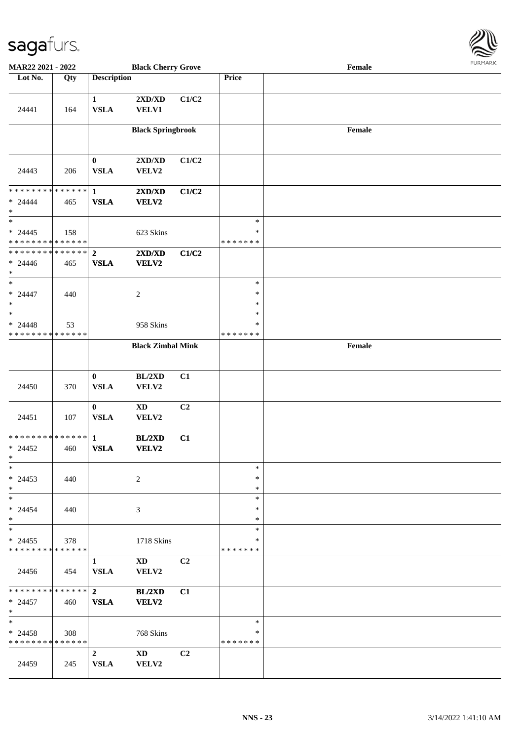| Lot No. | Qty | Description | | | Price | |
|---|---|---|---|---|---|---|
| | | | **Black Cherry Grove** | | | Female |
| 24441 | 164 | 1 VSLA | 2XD/XD VELV1 | C1/C2 | | |
| | | | **Black Springbrook** | | | Female |
| 24443 | 206 | 0 VSLA | 2XD/XD VELV2 | C1/C2 | | |
| * * * * * * * * * * * * * * * 24444 * | 465 | **1 VSLA** | **2XD/XD VELV2** | **C1/C2** | | |
| * * 24445 * * * * * * * * * * * * * * | 158 | | 623 Skins | | * * * * * * * * * | |
| * * * * * * * * * * * * * * * 24446 * | 465 | **2 VSLA** | **2XD/XD VELV2** | **C1/C2** | | |
| * * 24447 * | 440 | | 2 | | * * * | |
| * * 24448 * * * * * * * * * * * * * * | 53 | | 958 Skins | | * * * * * * * * * | |
| | | | **Black Zimbal Mink** | | | Female |
| 24450 | 370 | 0 VSLA | BL/2XD VELV2 | C1 | | |
| 24451 | 107 | 0 VSLA | XD VELV2 | C2 | | |
| * * * * * * * * * * * * * * * 24452 * | 460 | **1 VSLA** | **BL/2XD VELV2** | **C1** | | |
| * * 24453 * | 440 | | 2 | | * * * | |
| * * 24454 * | 440 | | 3 | | * * * | |
| * * 24455 * * * * * * * * * * * * * * | 378 | | 1718 Skins | | * * * * * * * * * | |
| 24456 | 454 | 1 VSLA | XD VELV2 | C2 | | |
| * * * * * * * * * * * * * * * 24457 * | 460 | **2 VSLA** | **BL/2XD VELV2** | **C1** | | |
| * * 24458 * * * * * * * * * * * * * * | 308 | | 768 Skins | | * * * * * * * * * | |
| 24459 | 245 | 2 VSLA | XD VELV2 | C2 | | |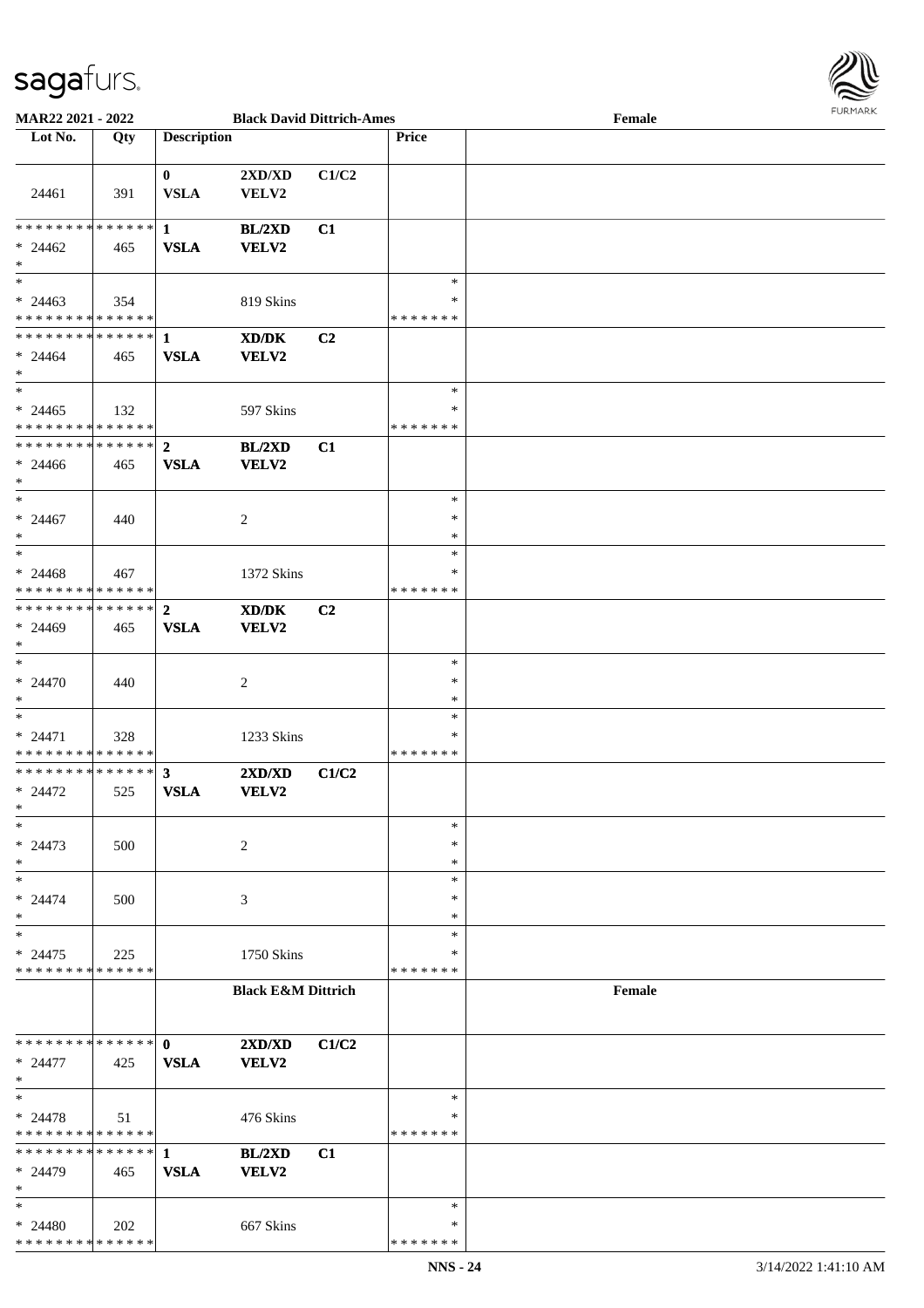| Lot No. | Qty | Description | | | Price | |
|---|---|---|---|---|---|---|
| **MAR22 2021 - 2022** | | **Black David Dittrich-Ames** | | | | **Female** |
| 24461 | 391 | **0** **VSLA** | **2XD/XD** **VELV2** | **C1/C2** | | |
| * * * * * * * * * * * * * * * 24462 * | 465 | **1** **VSLA** | **BL/2XD** **VELV2** | **C1** | | |
| * * 24463 * * * * * * * * * * * * * * | 354 | | 819 Skins | | * * * * * * * * * | |
| * * * * * * * * * * * * * * * 24464 * | 465 | **1** **VSLA** | **XD/DK** **VELV2** | **C2** | | |
| * * 24465 * * * * * * * * * * * * * * | 132 | | 597 Skins | | * * * * * * * * * | |
| * * * * * * * * * * * * * * * 24466 * | 465 | **2** **VSLA** | **BL/2XD** **VELV2** | **C1** | | |
| * * 24467 * | 440 | | 2 | | * * * | |
| * * 24468 * * * * * * * * * * * * * * | 467 | | 1372 Skins | | * * * * * * * * * | |
| * * * * * * * * * * * * * * * 24469 * | 465 | **2** **VSLA** | **XD/DK** **VELV2** | **C2** | | |
| * * 24470 * | 440 | | 2 | | * * * | |
| * * 24471 * * * * * * * * * * * * * * | 328 | | 1233 Skins | | * * * * * * * * * | |
| * * * * * * * * * * * * * * * 24472 * | 525 | **3** **VSLA** | **2XD/XD** **VELV2** | **C1/C2** | | |
| * * 24473 * | 500 | | 2 | | * * * | |
| * * 24474 * | 500 | | 3 | | * * * | |
| * * 24475 * * * * * * * * * * * * * * | 225 | | 1750 Skins | | * * * * * * * * * | |
| | | | **Black E&M Dittrich** | | | **Female** |
| * * * * * * * * * * * * * * * 24477 * | 425 | **0** **VSLA** | **2XD/XD** **VELV2** | **C1/C2** | | |
| * * 24478 * * * * * * * * * * * * * * | 51 | | 476 Skins | | * * * * * * * * * | |
| * * * * * * * * * * * * * * * 24479 * | 465 | **1** **VSLA** | **BL/2XD** **VELV2** | **C1** | | |
| * * 24480 * * * * * * * * * * * * * * | 202 | | 667 Skins | | * * * * * * * * * | |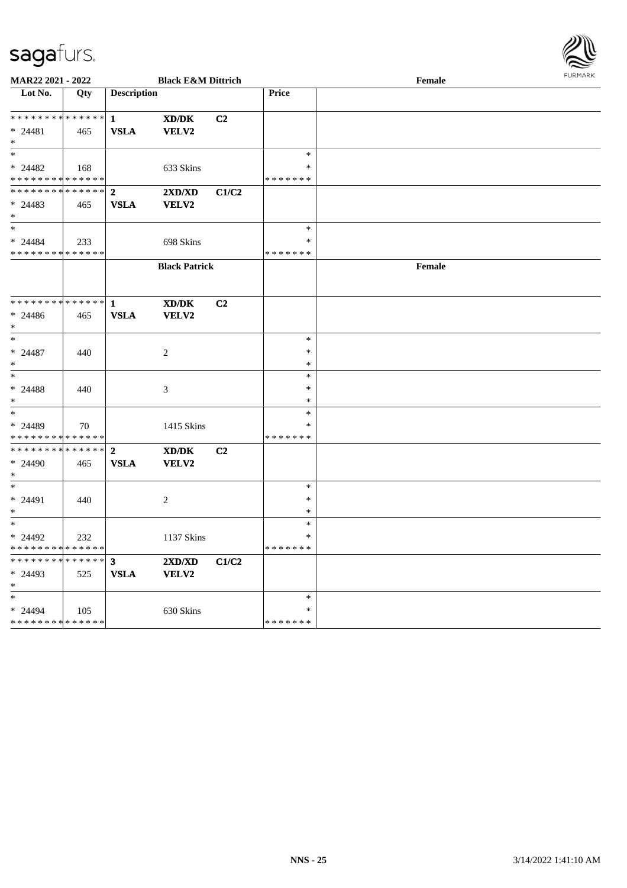**MAR22 2021 - 2022** | **Black E&M Dittrich** | **Female**

| Lot No. | Qty | Description | | | Price | |
|---|---|---|---|---|---|---|
| * * * * * * * * * * * * * * | | **1** | **XD/DK** | **C2** | | |
| * 24481 | 465 | **VSLA** | **VELV2** | | | |
| * | | | | | | |
| * | | | | | * | |
| * 24482 | 168 | | 633 Skins | | * | |
| * * * * * * * * * * * * * * | | | | | * * * * * * * | |
| * * * * * * * * * * * * * * | | **2** | **2XD/XD** | **C1/C2** | | |
| * 24483 | 465 | **VSLA** | **VELV2** | | | |
| * | | | | | | |
| * | | | | | * | |
| * 24484 | 233 | | 698 Skins | | * | |
| * * * * * * * * * * * * * * | | | | | * * * * * * * | |
| | | | **Black Patrick** | | | **Female** |
| * * * * * * * * * * * * * * | | **1** | **XD/DK** | **C2** | | |
| * 24486 | 465 | **VSLA** | **VELV2** | | | |
| * | | | | | | |
| * | | | | | * | |
| * 24487 | 440 | | 2 | | * | |
| * | | | | | * | |
| * | | | | | * | |
| * 24488 | 440 | | 3 | | * | |
| * | | | | | * | |
| * | | | | | * | |
| * 24489 | 70 | | 1415 Skins | | * | |
| * * * * * * * * * * * * * * | | | | | * * * * * * * | |
| * * * * * * * * * * * * * * | | **2** | **XD/DK** | **C2** | | |
| * 24490 | 465 | **VSLA** | **VELV2** | | | |
| * | | | | | | |
| * | | | | | * | |
| * 24491 | 440 | | 2 | | * | |
| * | | | | | * | |
| * | | | | | * | |
| * 24492 | 232 | | 1137 Skins | | * | |
| * * * * * * * * * * * * * * | | | | | * * * * * * * | |
| * * * * * * * * * * * * * * | | **3** | **2XD/XD** | **C1/C2** | | |
| * 24493 | 525 | **VSLA** | **VELV2** | | | |
| * | | | | | | |
| * | | | | | * | |
| * 24494 | 105 | | 630 Skins | | * | |
| * * * * * * * * * * * * * * | | | | | * * * * * * * | |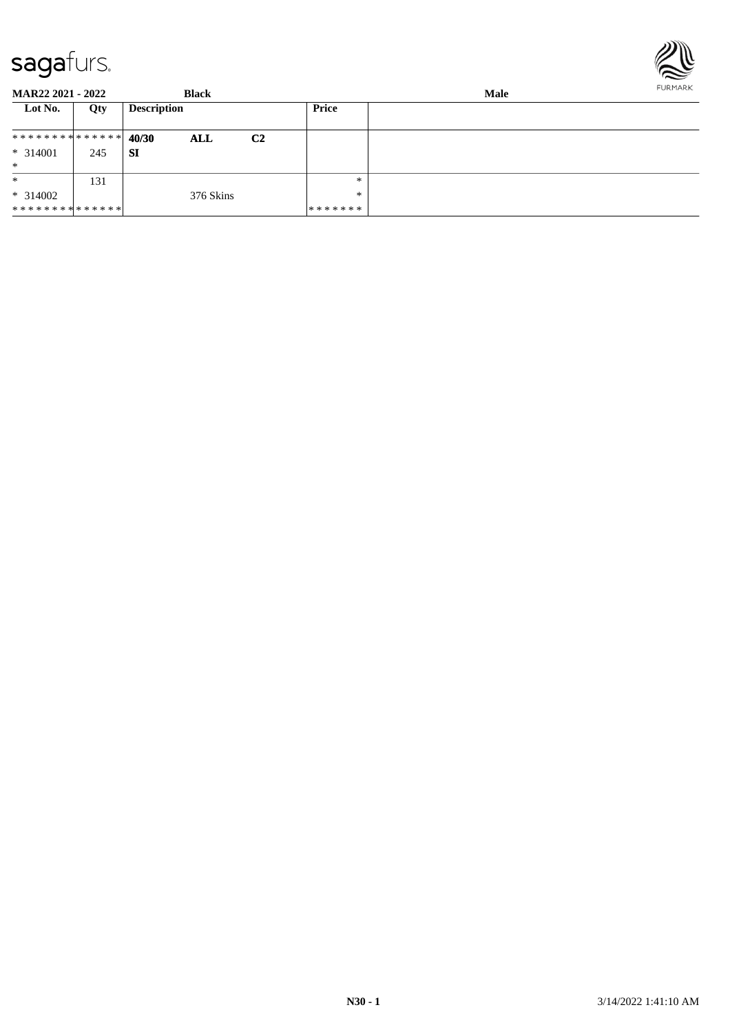**MAR22 2021 - 2022** **Black** **Male**

| Lot No. | Qty | Description | | | Price | |
|---|---|---|---|---|---|---|
| ************** | | **40/30** | **ALL** | **C2** | | |
| * 314001 | 245 | **SI** | | | | |
| * | | | | | | |
| * | 131 | | | | * | |
| * 314002 | | | 376 Skins | | * | |
| ************** | | | | | ******* | |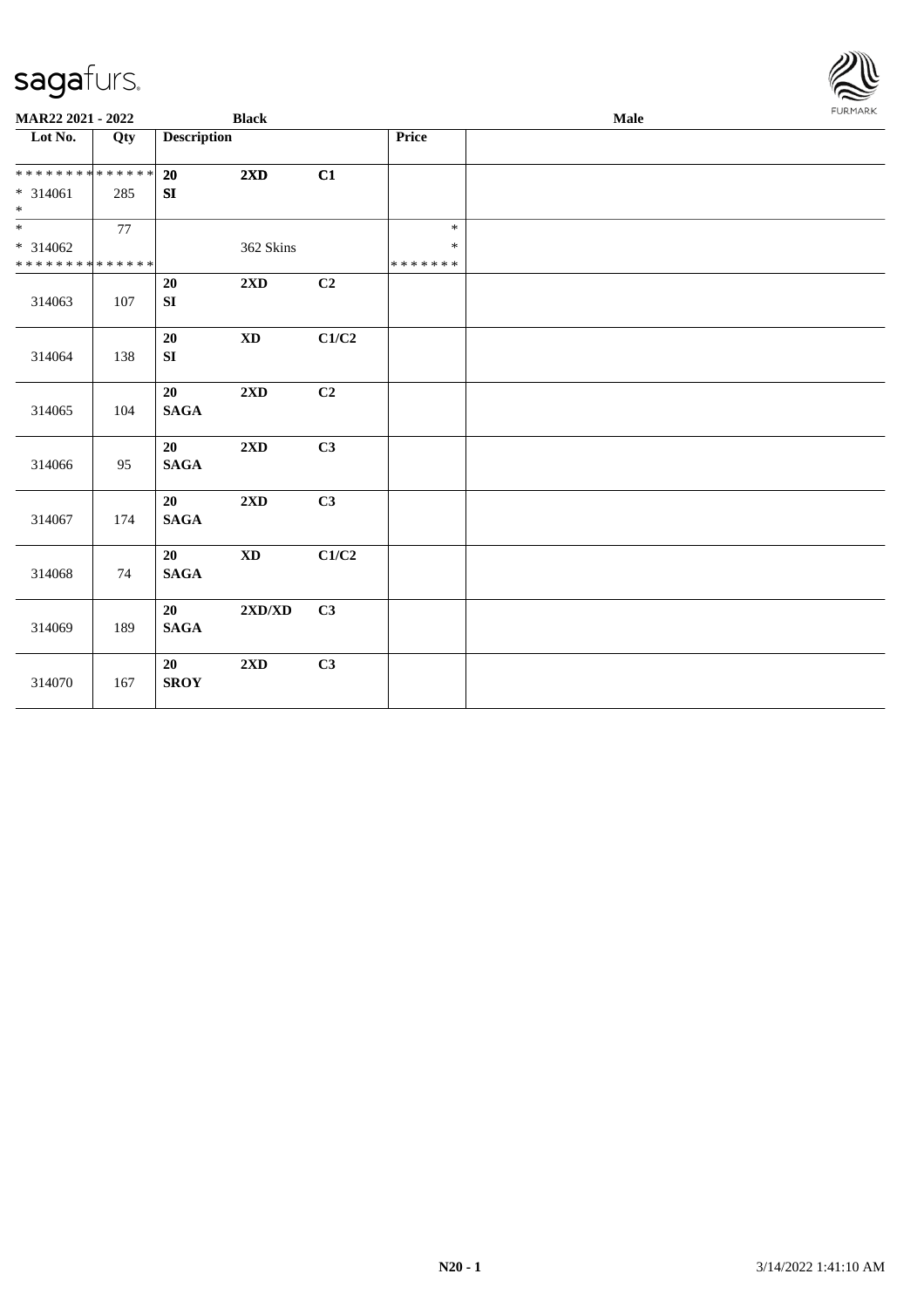MAR22 2021 - 2022 Black Male

| Lot No. | Qty | Description | | | Price | |
|---|---|---|---|---|---|---|
| * * * * * * * * * * * * * * | | 20 | 2XD | C1 | | |
| * 314061 | 285 | SI | | | | |
| * | | | | | | |
| * | 77 | | | | * | |
| * 314062 | | | 362 Skins | | * | |
| * * * * * * * * * * * * * * | | | | | * * * * * * * | |
| 314063 | 107 | 20<br>SI | 2XD | C2 | | |
| 314064 | 138 | 20<br>SI | XD | C1/C2 | | |
| 314065 | 104 | 20<br>SAGA | 2XD | C2 | | |
| 314066 | 95 | 20<br>SAGA | 2XD | C3 | | |
| 314067 | 174 | 20<br>SAGA | 2XD | C3 | | |
| 314068 | 74 | 20<br>SAGA | XD | C1/C2 | | |
| 314069 | 189 | 20<br>SAGA | 2XD/XD | C3 | | |
| 314070 | 167 | 20<br>SROY | 2XD | C3 | | |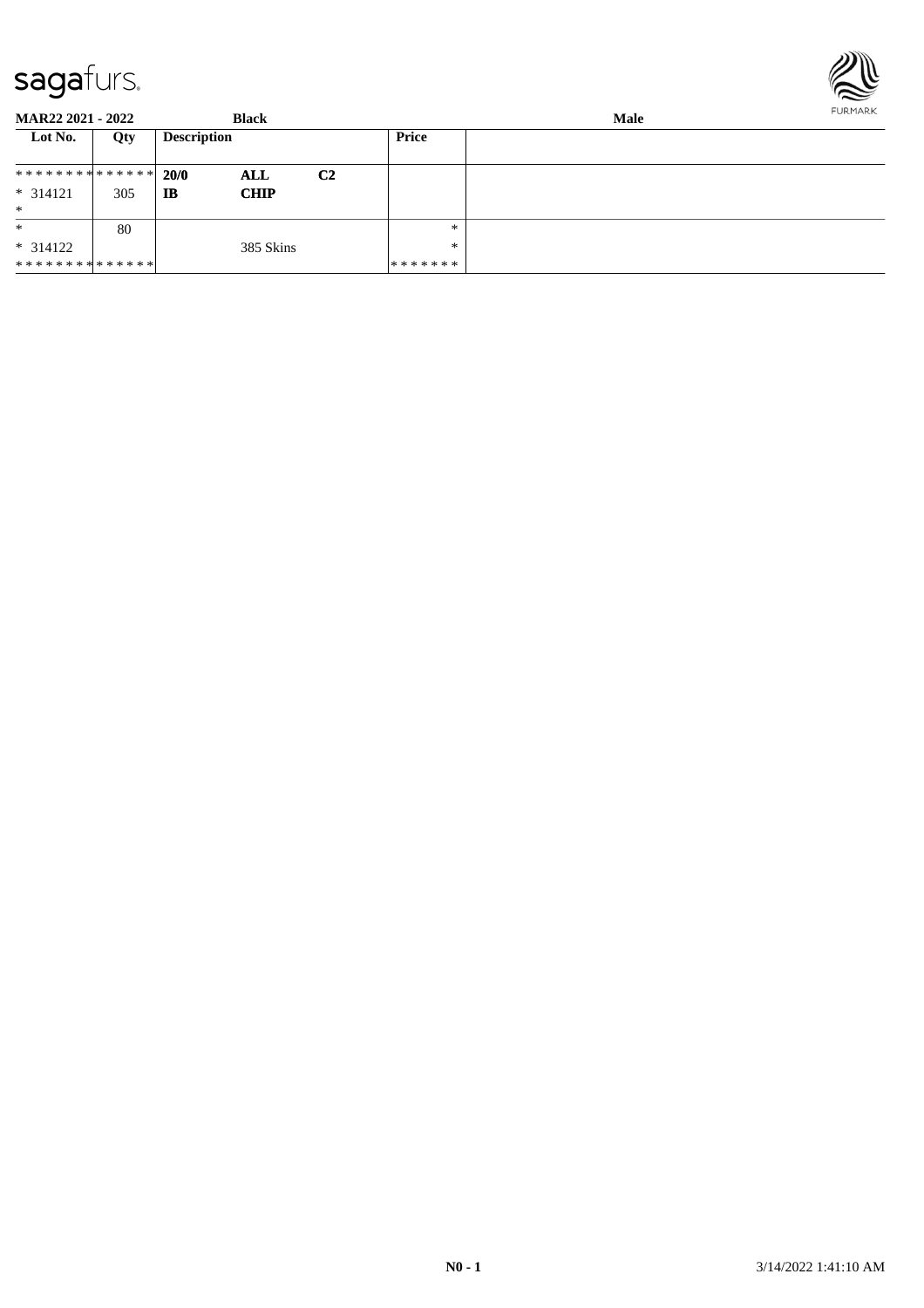**MAR22 2021 - 2022** | **Black** | **Male**

| Lot No. | Qty | Description | | | Price | |
|---|---|---|---|---|---|---|
| * * * * * * * * * * * * * * | | **20/0** | **ALL** | **C2** | | |
| * 314121 | 305 | **IB** | **CHIP** | | | |
| * | | | | | | |
| * | 80 | | | | * | |
| * 314122 | | | 385 Skins | | * | |
| * * * * * * * * * * * * * * | | | | | * * * * * * * | |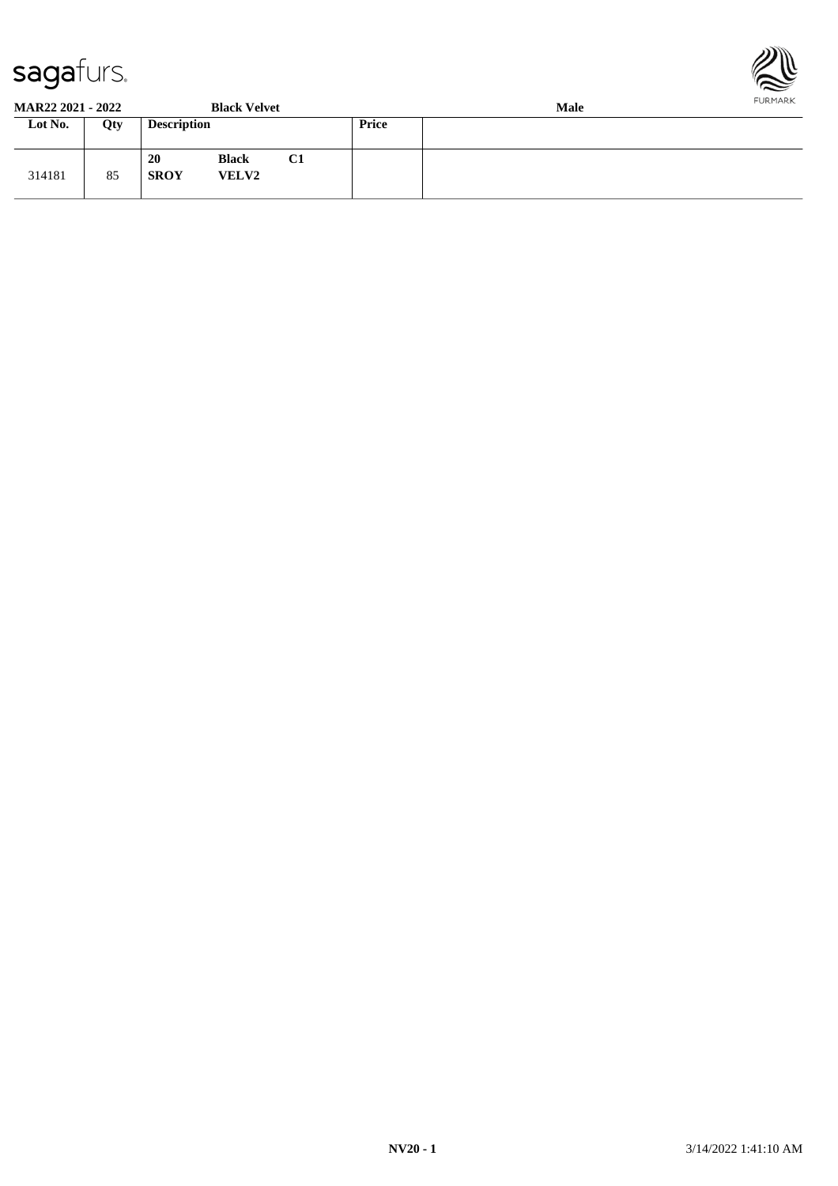**MAR22 2021 - 2022** **Black Velvet** **Male**

| Lot No. | Qty | Description | Price | |
|---|---|---|---|---|
| 314181 | 85 | **20** **Black** **C1** **SROY** **VELV2** | | |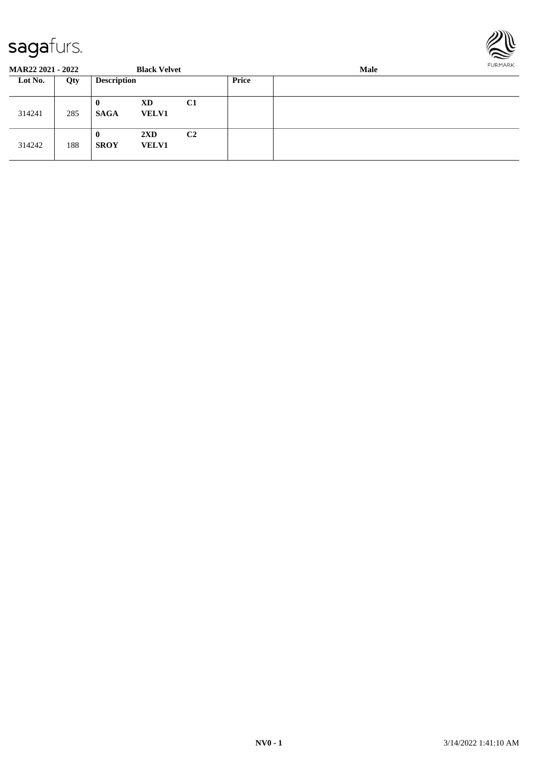**MAR22 2021 - 2022** **Black Velvet** **Male**

| Lot No. | Qty | Description | | | Price | |
|---|---|---|---|---|---|---|
| 314241 | 285 | **0** **SAGA** | **XD** **VELV1** | **C1** | | |
| 314242 | 188 | **0** **SROY** | **2XD** **VELV1** | **C2** | | |

**NV0 - 1** 3/14/2022 1:41:10 AM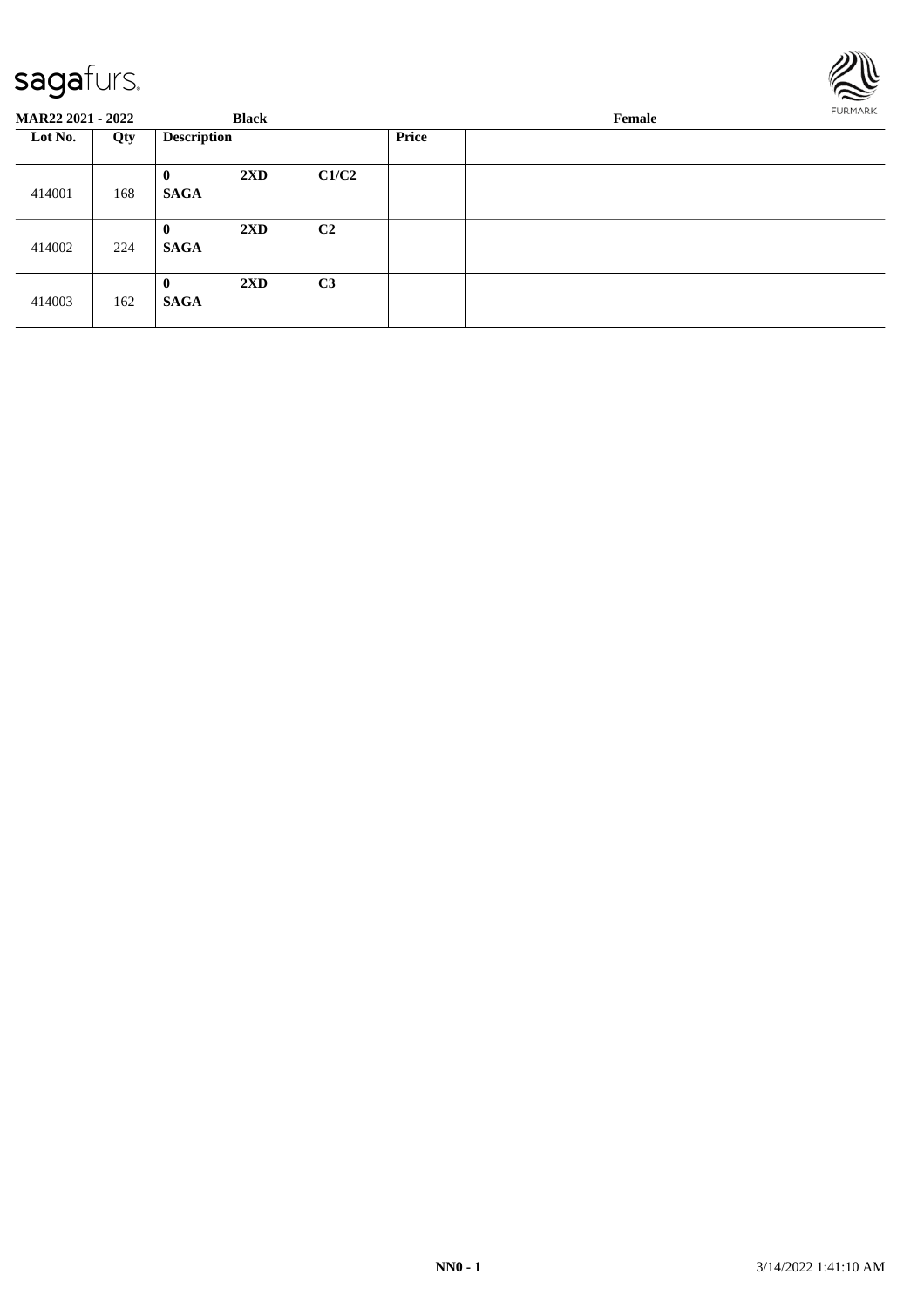**MAR22 2021 - 2022** **Black** **Female**

| Lot No. | Qty | Description | | | Price | |
|---|---|---|---|---|---|---|
| 414001 | 168 | **0** **SAGA** | **2XD** | **C1/C2** | | |
| 414002 | 224 | **0** **SAGA** | **2XD** | **C2** | | |
| 414003 | 162 | **0** **SAGA** | **2XD** | **C3** | | |

**NN0 - 1**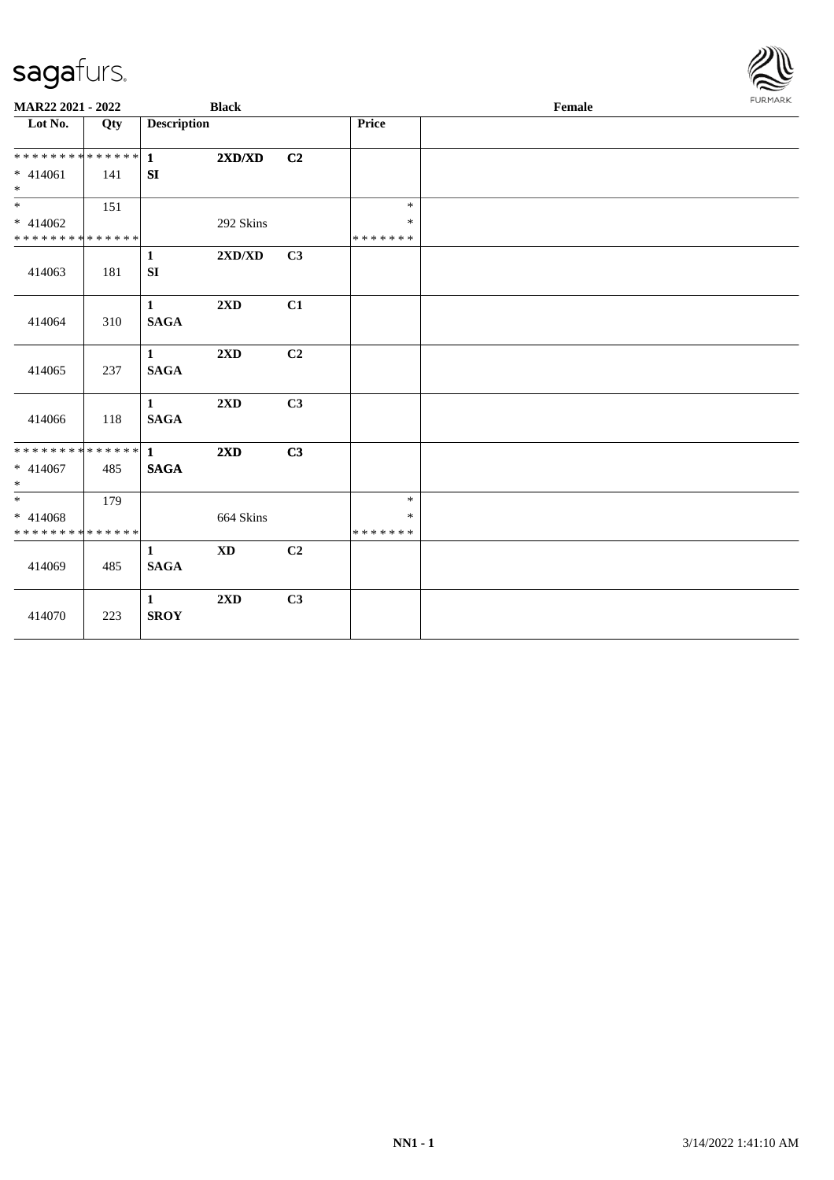MAR22 2021 - 2022 | Black | Female

| Lot No. | Qty | Description | | | Price | |
|---|---|---|---|---|---|---|
| * * * * * * * * * * * * * * | | 1 | 2XD/XD | C2 | | |
| * 414061 | 141 | SI | | | | |
| * | | | | | | |
| * | 151 | | | | * | |
| * 414062 | | | 292 Skins | | * | |
| * * * * * * * * * * * * * * | | | | | * * * * * * * | |
| 414063 | 181 | 1 SI | 2XD/XD | C3 | | |
| 414064 | 310 | 1 SAGA | 2XD | C1 | | |
| 414065 | 237 | 1 SAGA | 2XD | C2 | | |
| 414066 | 118 | 1 SAGA | 2XD | C3 | | |
| * * * * * * * * * * * * * * | | 1 | 2XD | C3 | | |
| * 414067 | 485 | SAGA | | | | |
| * | | | | | | |
| * | 179 | | | | * | |
| * 414068 | | | 664 Skins | | * | |
| * * * * * * * * * * * * * * | | | | | * * * * * * * | |
| 414069 | 485 | 1 SAGA | XD | C2 | | |
| 414070 | 223 | 1 SROY | 2XD | C3 | | |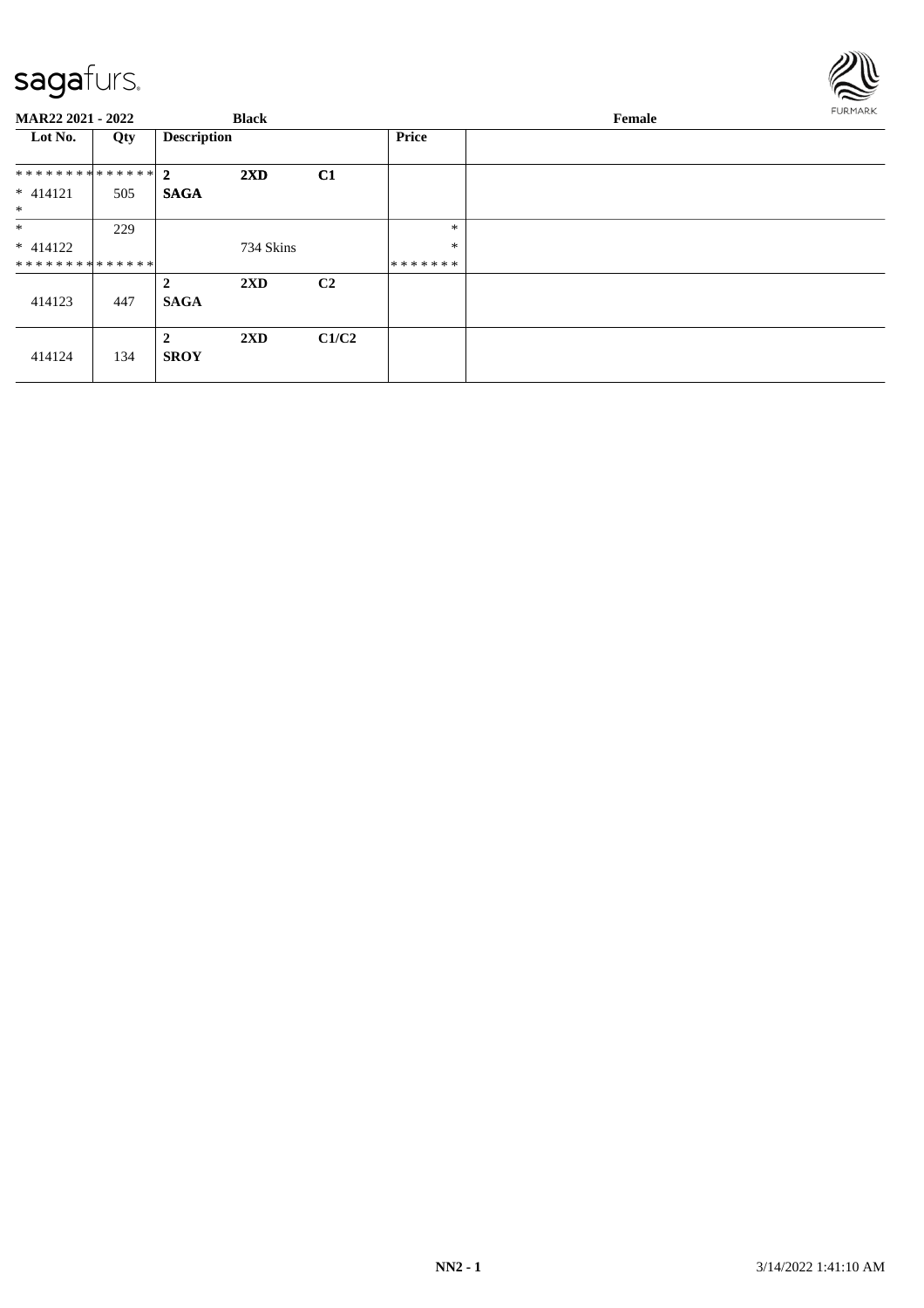**MAR22 2021 - 2022** **Black** **Female**

| Lot No. | Qty | Description | | | Price | |
|---|---|---|---|---|---|---|
| ************** | | 2 | 2XD | C1 | | |
| * 414121 | 505 | SAGA | | | | |
| * | | | | | | |
| * | 229 | | | | * | |
| * 414122 | | | 734 Skins | | * | |
| ************** | | | | | ******* | |
| | | 2 | 2XD | C2 | | |
| 414123 | 447 | SAGA | | | | |
| | | 2 | 2XD | C1/C2 | | |
| 414124 | 134 | SROY | | | | |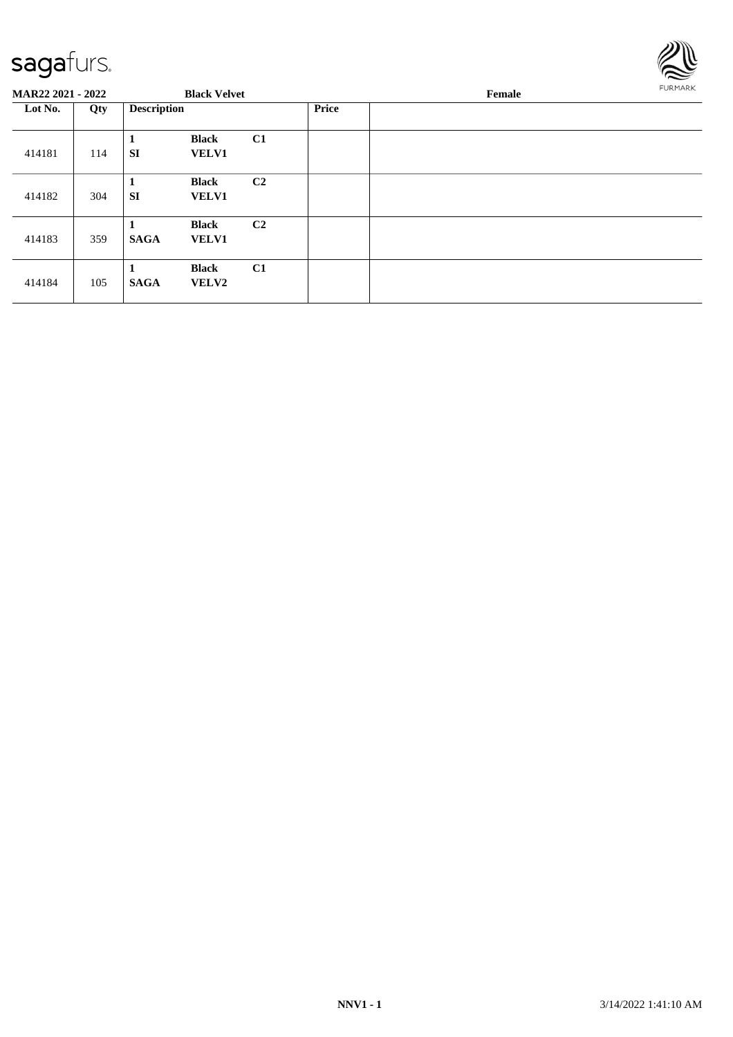MAR22 2021 - 2022 | Black Velvet | Female

| Lot No. | Qty | Description | | | Price | |
|---|---|---|---|---|---|---|
| 414181 | 114 | 1 SI | Black VELV1 | C1 | | |
| 414182 | 304 | 1 SI | Black VELV1 | C2 | | |
| 414183 | 359 | 1 SAGA | Black VELV1 | C2 | | |
| 414184 | 105 | 1 SAGA | Black VELV2 | C1 | | |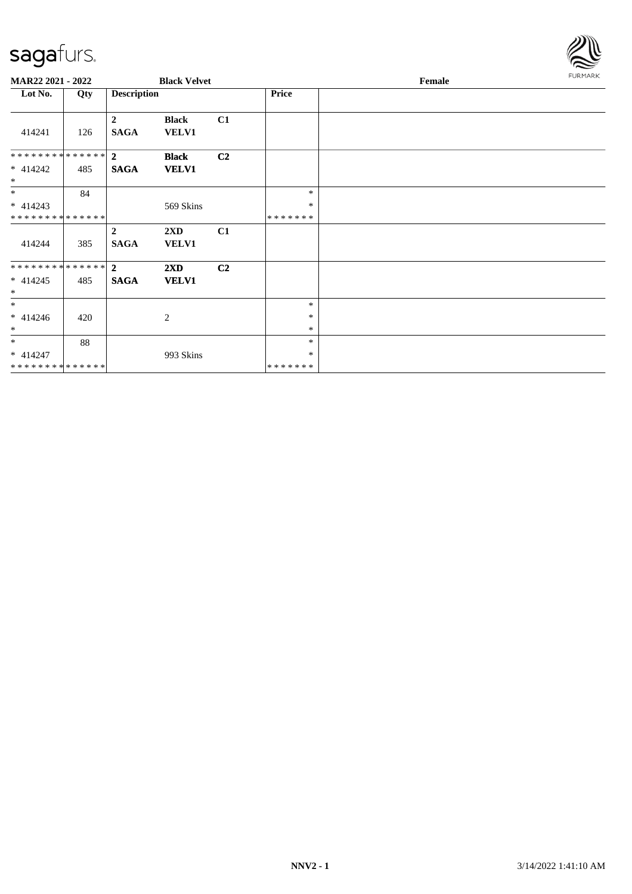MAR22 2021 - 2022 | Black Velvet | Female

| Lot No. | Qty | Description | | | Price | |
|---|---|---|---|---|---|---|
| 414241 | 126 | **2** **SAGA** | **Black** **VELV1** | **C1** | | |
| * * * * * * * * * * * * * * <br> * 414242 <br> * | 485 | **2** **SAGA** | **Black** **VELV1** | **C2** | | |
| * <br> * 414243 <br> * * * * * * * * * * * * * * | 84 | | 569 Skins | | * <br> * <br> * * * * * * * | |
| 414244 | 385 | **2** **SAGA** | **2XD** **VELV1** | **C1** | | |
| * * * * * * * * * * * * * * <br> * 414245 <br> * | 485 | **2** **SAGA** | **2XD** **VELV1** | **C2** | | |
| * <br> * 414246 <br> * | 420 | | 2 | | * <br> * <br> * | |
| * <br> * 414247 <br> * * * * * * * * * * * * * * | 88 | | 993 Skins | | * <br> * <br> * * * * * * * | |

NNV2 - 1 3/14/2022 1:41:10 AM